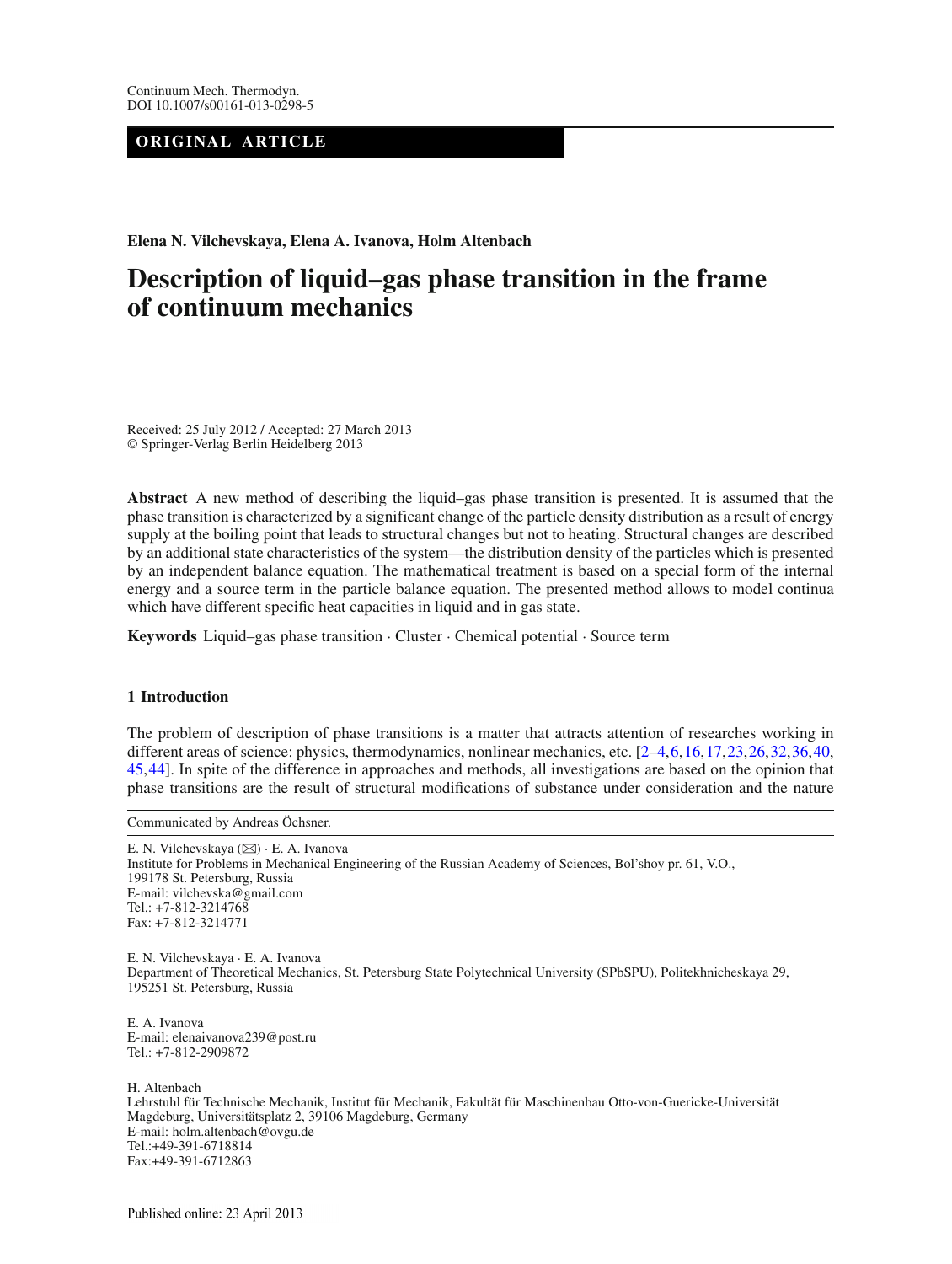Continuum Mech. Thermodyn.
DOI 10.1007/s00161-013-0298-5

**ORIGINAL ARTICLE**

**Elena N. Vilchevskaya, Elena A. Ivanova, Holm Altenbach**

# Description of liquid–gas phase transition in the frame of continuum mechanics

Received: 25 July 2012 / Accepted: 27 March 2013
© Springer-Verlag Berlin Heidelberg 2013

**Abstract** A new method of describing the liquid–gas phase transition is presented. It is assumed that the phase transition is characterized by a significant change of the particle density distribution as a result of energy supply at the boiling point that leads to structural changes but not to heating. Structural changes are described by an additional state characteristics of the system—the distribution density of the particles which is presented by an independent balance equation. The mathematical treatment is based on a special form of the internal energy and a source term in the particle balance equation. The presented method allows to model continua which have different specific heat capacities in liquid and in gas state.

**Keywords** Liquid–gas phase transition · Cluster · Chemical potential · Source term

## 1 Introduction

The problem of description of phase transitions is a matter that attracts attention of researches working in different areas of science: physics, thermodynamics, nonlinear mechanics, etc. [2–4,6,16,17,23,26,32,36,40,45,44]. In spite of the difference in approaches and methods, all investigations are based on the opinion that phase transitions are the result of structural modifications of substance under consideration and the nature

Communicated by Andreas Öchsner.

E. N. Vilchevskaya (✉) · E. A. Ivanova
Institute for Problems in Mechanical Engineering of the Russian Academy of Sciences, Bol'shoy pr. 61, V.O., 199178 St. Petersburg, Russia
E-mail: vilchevska@gmail.com
Tel.: +7-812-3214768
Fax: +7-812-3214771

E. N. Vilchevskaya · E. A. Ivanova
Department of Theoretical Mechanics, St. Petersburg State Polytechnical University (SPbSPU), Politekhnicheskaya 29, 195251 St. Petersburg, Russia

E. A. Ivanova
E-mail: elenaivanova239@post.ru
Tel.: +7-812-2909872

H. Altenbach
Lehrstuhl für Technische Mechanik, Institut für Mechanik, Fakultät für Maschinenbau Otto-von-Guericke-Universität Magdeburg, Universitätsplatz 2, 39106 Magdeburg, Germany
E-mail: holm.altenbach@ovgu.de
Tel.:+49-391-6718814
Fax:+49-391-6712863

Published online: 23 April 2013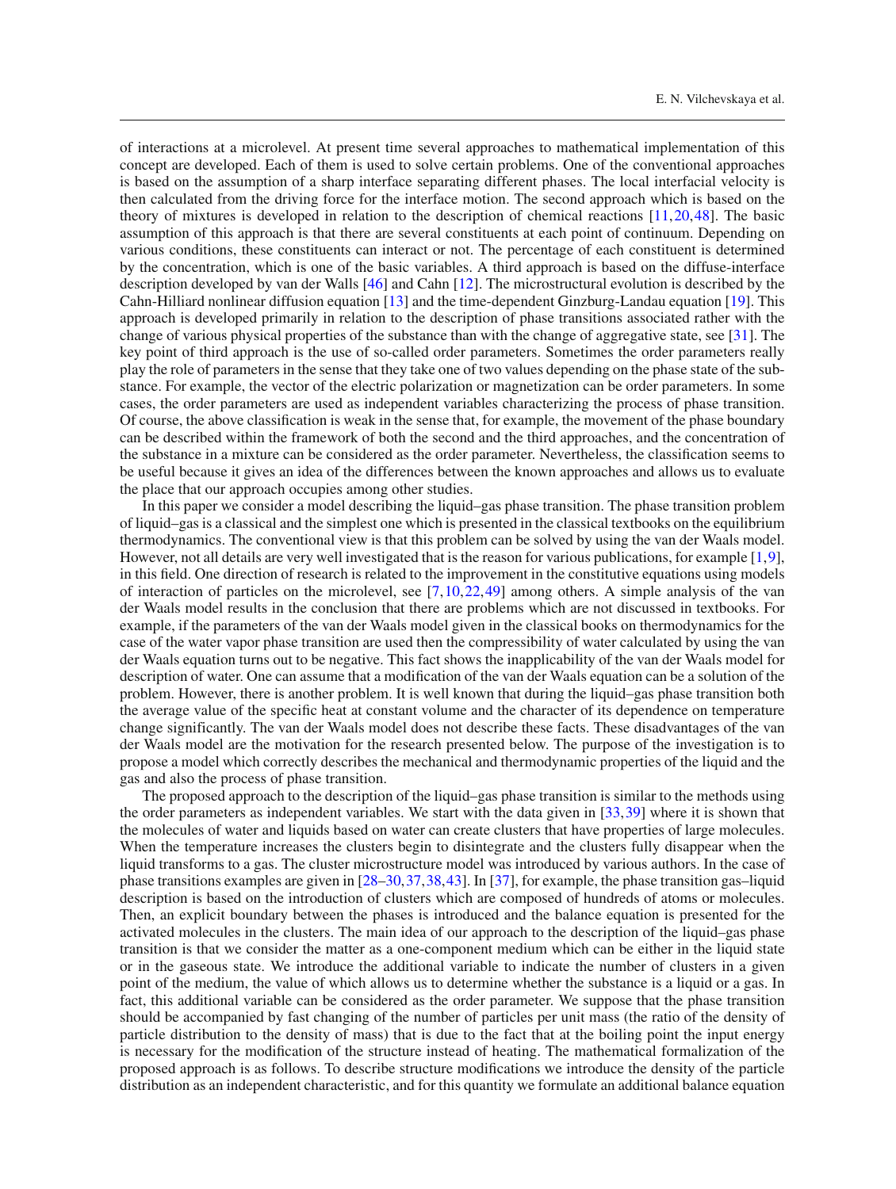of interactions at a microlevel. At present time several approaches to mathematical implementation of this concept are developed. Each of them is used to solve certain problems. One of the conventional approaches is based on the assumption of a sharp interface separating different phases. The local interfacial velocity is then calculated from the driving force for the interface motion. The second approach which is based on the theory of mixtures is developed in relation to the description of chemical reactions [11,20,48]. The basic assumption of this approach is that there are several constituents at each point of continuum. Depending on various conditions, these constituents can interact or not. The percentage of each constituent is determined by the concentration, which is one of the basic variables. A third approach is based on the diffuse-interface description developed by van der Walls [46] and Cahn [12]. The microstructural evolution is described by the Cahn-Hilliard nonlinear diffusion equation [13] and the time-dependent Ginzburg-Landau equation [19]. This approach is developed primarily in relation to the description of phase transitions associated rather with the change of various physical properties of the substance than with the change of aggregative state, see [31]. The key point of third approach is the use of so-called order parameters. Sometimes the order parameters really play the role of parameters in the sense that they take one of two values depending on the phase state of the substance. For example, the vector of the electric polarization or magnetization can be order parameters. In some cases, the order parameters are used as independent variables characterizing the process of phase transition. Of course, the above classification is weak in the sense that, for example, the movement of the phase boundary can be described within the framework of both the second and the third approaches, and the concentration of the substance in a mixture can be considered as the order parameter. Nevertheless, the classification seems to be useful because it gives an idea of the differences between the known approaches and allows us to evaluate the place that our approach occupies among other studies.

In this paper we consider a model describing the liquid–gas phase transition. The phase transition problem of liquid–gas is a classical and the simplest one which is presented in the classical textbooks on the equilibrium thermodynamics. The conventional view is that this problem can be solved by using the van der Waals model. However, not all details are very well investigated that is the reason for various publications, for example [1,9], in this field. One direction of research is related to the improvement in the constitutive equations using models of interaction of particles on the microlevel, see [7,10,22,49] among others. A simple analysis of the van der Waals model results in the conclusion that there are problems which are not discussed in textbooks. For example, if the parameters of the van der Waals model given in the classical books on thermodynamics for the case of the water vapor phase transition are used then the compressibility of water calculated by using the van der Waals equation turns out to be negative. This fact shows the inapplicability of the van der Waals model for description of water. One can assume that a modification of the van der Waals equation can be a solution of the problem. However, there is another problem. It is well known that during the liquid–gas phase transition both the average value of the specific heat at constant volume and the character of its dependence on temperature change significantly. The van der Waals model does not describe these facts. These disadvantages of the van der Waals model are the motivation for the research presented below. The purpose of the investigation is to propose a model which correctly describes the mechanical and thermodynamic properties of the liquid and the gas and also the process of phase transition.

The proposed approach to the description of the liquid–gas phase transition is similar to the methods using the order parameters as independent variables. We start with the data given in [33,39] where it is shown that the molecules of water and liquids based on water can create clusters that have properties of large molecules. When the temperature increases the clusters begin to disintegrate and the clusters fully disappear when the liquid transforms to a gas. The cluster microstructure model was introduced by various authors. In the case of phase transitions examples are given in [28–30,37,38,43]. In [37], for example, the phase transition gas–liquid description is based on the introduction of clusters which are composed of hundreds of atoms or molecules. Then, an explicit boundary between the phases is introduced and the balance equation is presented for the activated molecules in the clusters. The main idea of our approach to the description of the liquid–gas phase transition is that we consider the matter as a one-component medium which can be either in the liquid state or in the gaseous state. We introduce the additional variable to indicate the number of clusters in a given point of the medium, the value of which allows us to determine whether the substance is a liquid or a gas. In fact, this additional variable can be considered as the order parameter. We suppose that the phase transition should be accompanied by fast changing of the number of particles per unit mass (the ratio of the density of particle distribution to the density of mass) that is due to the fact that at the boiling point the input energy is necessary for the modification of the structure instead of heating. The mathematical formalization of the proposed approach is as follows. To describe structure modifications we introduce the density of the particle distribution as an independent characteristic, and for this quantity we formulate an additional balance equation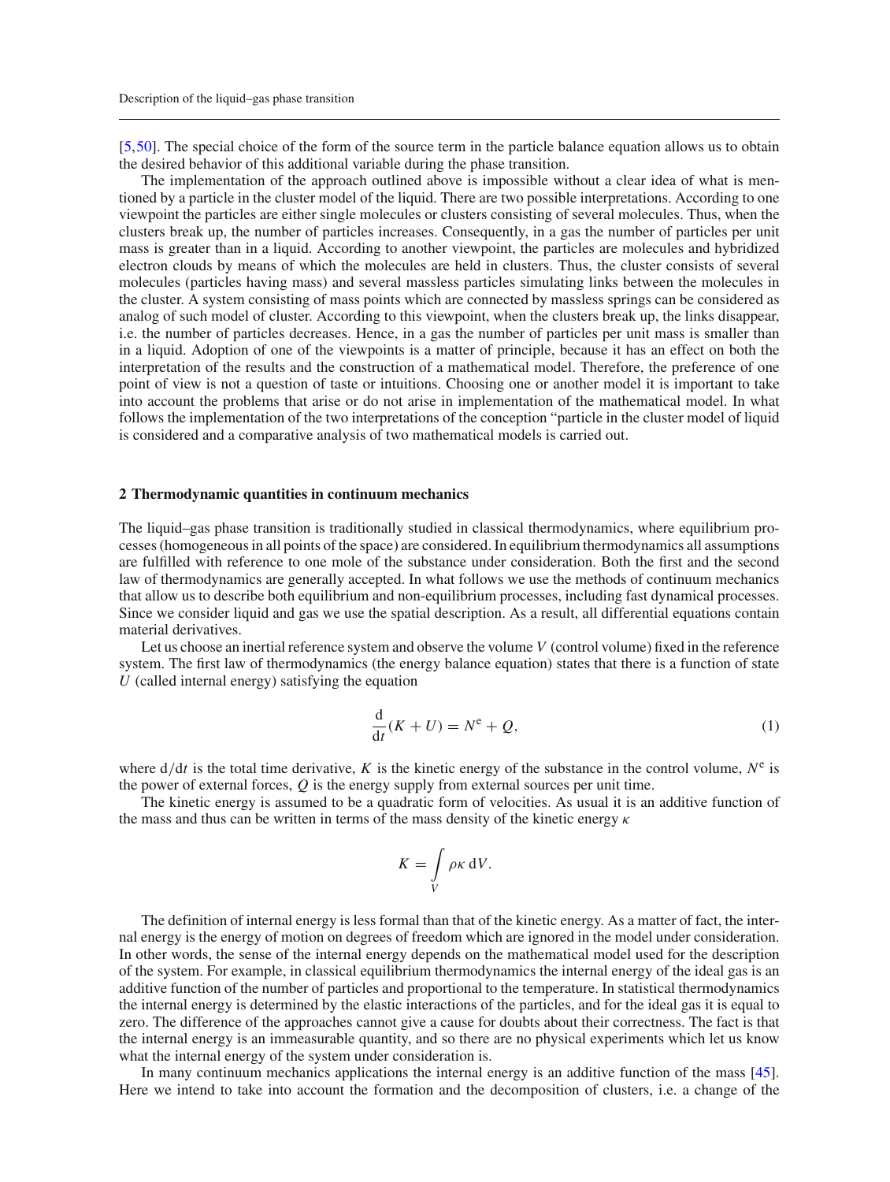[5,50]. The special choice of the form of the source term in the particle balance equation allows us to obtain the desired behavior of this additional variable during the phase transition.

The implementation of the approach outlined above is impossible without a clear idea of what is mentioned by a particle in the cluster model of the liquid. There are two possible interpretations. According to one viewpoint the particles are either single molecules or clusters consisting of several molecules. Thus, when the clusters break up, the number of particles increases. Consequently, in a gas the number of particles per unit mass is greater than in a liquid. According to another viewpoint, the particles are molecules and hybridized electron clouds by means of which the molecules are held in clusters. Thus, the cluster consists of several molecules (particles having mass) and several massless particles simulating links between the molecules in the cluster. A system consisting of mass points which are connected by massless springs can be considered as analog of such model of cluster. According to this viewpoint, when the clusters break up, the links disappear, i.e. the number of particles decreases. Hence, in a gas the number of particles per unit mass is smaller than in a liquid. Adoption of one of the viewpoints is a matter of principle, because it has an effect on both the interpretation of the results and the construction of a mathematical model. Therefore, the preference of one point of view is not a question of taste or intuitions. Choosing one or another model it is important to take into account the problems that arise or do not arise in implementation of the mathematical model. In what follows the implementation of the two interpretations of the conception "particle in the cluster model of liquid is considered and a comparative analysis of two mathematical models is carried out.

## 2 Thermodynamic quantities in continuum mechanics

The liquid–gas phase transition is traditionally studied in classical thermodynamics, where equilibrium processes (homogeneous in all points of the space) are considered. In equilibrium thermodynamics all assumptions are fulfilled with reference to one mole of the substance under consideration. Both the first and the second law of thermodynamics are generally accepted. In what follows we use the methods of continuum mechanics that allow us to describe both equilibrium and non-equilibrium processes, including fast dynamical processes. Since we consider liquid and gas we use the spatial description. As a result, all differential equations contain material derivatives.

Let us choose an inertial reference system and observe the volume $V$ (control volume) fixed in the reference system. The first law of thermodynamics (the energy balance equation) states that there is a function of state $U$ (called internal energy) satisfying the equation

$$\frac{\mathrm{d}}{\mathrm{d}t}(K+U) = N^{\mathrm{e}} + Q, \tag{1}$$

where $\mathrm{d}/\mathrm{d}t$ is the total time derivative, $K$ is the kinetic energy of the substance in the control volume, $N^{\mathrm{e}}$ is the power of external forces, $Q$ is the energy supply from external sources per unit time.

The kinetic energy is assumed to be a quadratic form of velocities. As usual it is an additive function of the mass and thus can be written in terms of the mass density of the kinetic energy $\kappa$

$$K = \int\limits_V \rho\kappa \, \mathrm{d}V.$$

The definition of internal energy is less formal than that of the kinetic energy. As a matter of fact, the internal energy is the energy of motion on degrees of freedom which are ignored in the model under consideration. In other words, the sense of the internal energy depends on the mathematical model used for the description of the system. For example, in classical equilibrium thermodynamics the internal energy of the ideal gas is an additive function of the number of particles and proportional to the temperature. In statistical thermodynamics the internal energy is determined by the elastic interactions of the particles, and for the ideal gas it is equal to zero. The difference of the approaches cannot give a cause for doubts about their correctness. The fact is that the internal energy is an immeasurable quantity, and so there are no physical experiments which let us know what the internal energy of the system under consideration is.

In many continuum mechanics applications the internal energy is an additive function of the mass [45]. Here we intend to take into account the formation and the decomposition of clusters, i.e. a change of the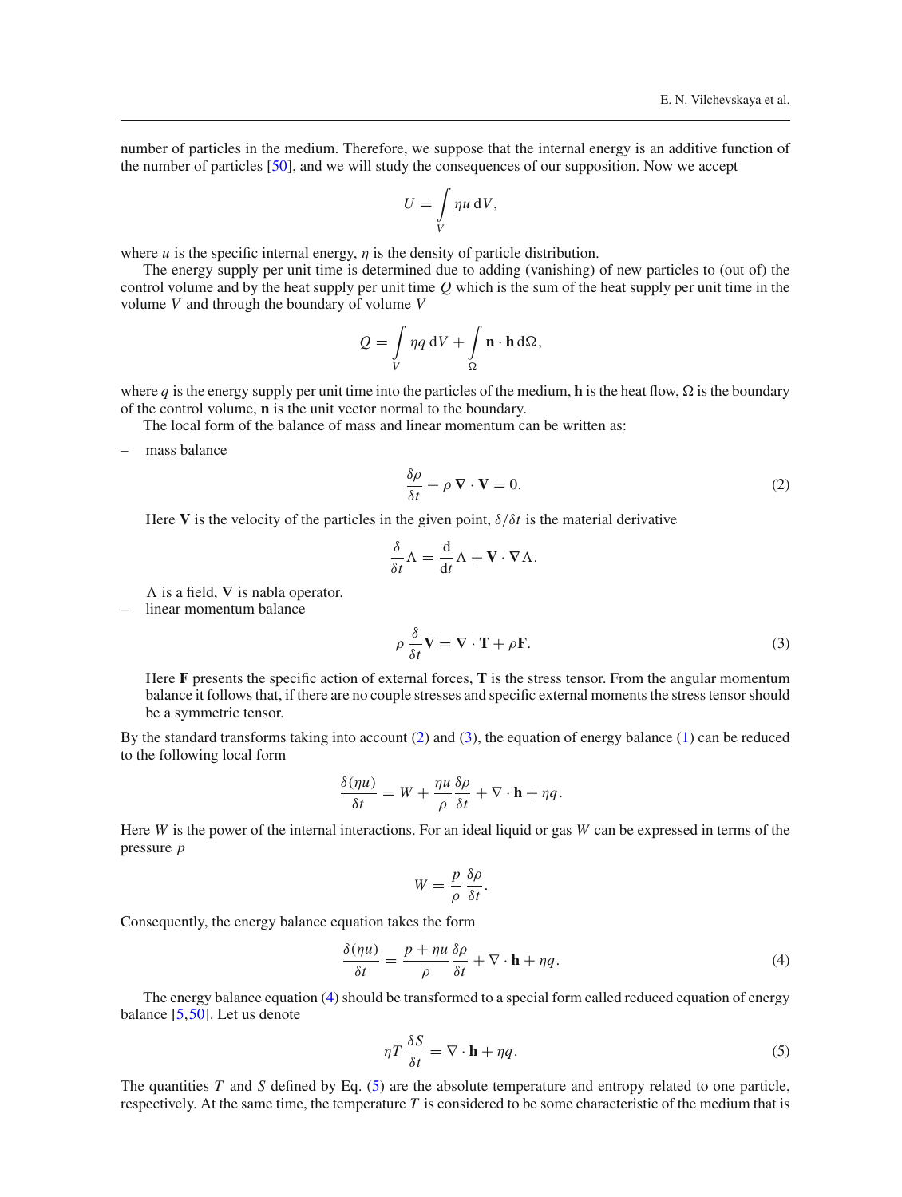number of particles in the medium. Therefore, we suppose that the internal energy is an additive function of the number of particles [50], and we will study the consequences of our supposition. Now we accept

$$U = \int\limits_V \eta u \, \mathrm{d}V,$$

where $u$ is the specific internal energy, $\eta$ is the density of particle distribution.

The energy supply per unit time is determined due to adding (vanishing) of new particles to (out of) the control volume and by the heat supply per unit time $Q$ which is the sum of the heat supply per unit time in the volume $V$ and through the boundary of volume $V$

$$Q = \int\limits_V \eta q \, \mathrm{d}V + \int\limits_\Omega \mathbf{n} \cdot \mathbf{h} \, \mathrm{d}\Omega,$$

where $q$ is the energy supply per unit time into the particles of the medium, $\mathbf{h}$ is the heat flow, $\Omega$ is the boundary of the control volume, $\mathbf{n}$ is the unit vector normal to the boundary.

The local form of the balance of mass and linear momentum can be written as:

– mass balance

$$\frac{\delta \rho}{\delta t} + \rho \, \nabla \cdot \mathbf{V} = 0. \tag{2}$$

Here $\mathbf{V}$ is the velocity of the particles in the given point, $\delta/\delta t$ is the material derivative

$$\frac{\delta}{\delta t}\Lambda = \frac{\mathrm{d}}{\mathrm{d}t}\Lambda + \mathbf{V} \cdot \nabla \Lambda.$$

$\Lambda$ is a field, $\nabla$ is nabla operator.

– linear momentum balance

$$\rho \, \frac{\delta}{\delta t}\mathbf{V} = \nabla \cdot \mathbf{T} + \rho \mathbf{F}. \tag{3}$$

Here $\mathbf{F}$ presents the specific action of external forces, $\mathbf{T}$ is the stress tensor. From the angular momentum balance it follows that, if there are no couple stresses and specific external moments the stress tensor should be a symmetric tensor.

By the standard transforms taking into account (2) and (3), the equation of energy balance (1) can be reduced to the following local form

$$\frac{\delta(\eta u)}{\delta t} = W + \frac{\eta u}{\rho}\frac{\delta \rho}{\delta t} + \nabla \cdot \mathbf{h} + \eta q.$$

Here $W$ is the power of the internal interactions. For an ideal liquid or gas $W$ can be expressed in terms of the pressure $p$

$$W = \frac{p}{\rho}\frac{\delta \rho}{\delta t}.$$

Consequently, the energy balance equation takes the form

$$\frac{\delta(\eta u)}{\delta t} = \frac{p + \eta u}{\rho}\frac{\delta \rho}{\delta t} + \nabla \cdot \mathbf{h} + \eta q. \tag{4}$$

The energy balance equation (4) should be transformed to a special form called reduced equation of energy balance [5,50]. Let us denote

$$\eta T \, \frac{\delta S}{\delta t} = \nabla \cdot \mathbf{h} + \eta q. \tag{5}$$

The quantities $T$ and $S$ defined by Eq. (5) are the absolute temperature and entropy related to one particle, respectively. At the same time, the temperature $T$ is considered to be some characteristic of the medium that is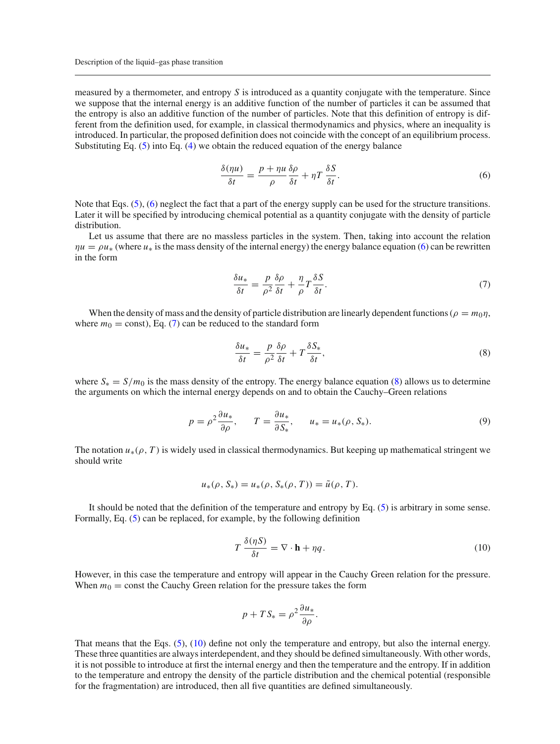measured by a thermometer, and entropy $S$ is introduced as a quantity conjugate with the temperature. Since we suppose that the internal energy is an additive function of the number of particles it can be assumed that the entropy is also an additive function of the number of particles. Note that this definition of entropy is different from the definition used, for example, in classical thermodynamics and physics, where an inequality is introduced. In particular, the proposed definition does not coincide with the concept of an equilibrium process. Substituting Eq. (5) into Eq. (4) we obtain the reduced equation of the energy balance

$$\frac{\delta(\eta u)}{\delta t} = \frac{p + \eta u}{\rho} \frac{\delta \rho}{\delta t} + \eta T \frac{\delta S}{\delta t}. \tag{6}$$

Note that Eqs. (5), (6) neglect the fact that a part of the energy supply can be used for the structure transitions. Later it will be specified by introducing chemical potential as a quantity conjugate with the density of particle distribution.

Let us assume that there are no massless particles in the system. Then, taking into account the relation $\eta u = \rho u_*$ (where $u_*$ is the mass density of the internal energy) the energy balance equation (6) can be rewritten in the form

$$\frac{\delta u_*}{\delta t} = \frac{p}{\rho^2} \frac{\delta \rho}{\delta t} + \frac{\eta}{\rho} T \frac{\delta S}{\delta t}. \tag{7}$$

When the density of mass and the density of particle distribution are linearly dependent functions ($\rho = m_0 \eta$, where $m_0 = \text{const}$), Eq. (7) can be reduced to the standard form

$$\frac{\delta u_*}{\delta t} = \frac{p}{\rho^2} \frac{\delta \rho}{\delta t} + T \frac{\delta S_*}{\delta t}, \tag{8}$$

where $S_* = S/m_0$ is the mass density of the entropy. The energy balance equation (8) allows us to determine the arguments on which the internal energy depends on and to obtain the Cauchy–Green relations

$$p = \rho^2 \frac{\partial u_*}{\partial \rho}, \qquad T = \frac{\partial u_*}{\partial S_*}, \qquad u_* = u_*(\rho, S_*). \tag{9}$$

The notation $u_*(\rho, T)$ is widely used in classical thermodynamics. But keeping up mathematical stringent we should write

$$u_*(\rho, S_*) = u_*(\rho, S_*(\rho, T)) = \tilde{u}(\rho, T).$$

It should be noted that the definition of the temperature and entropy by Eq. (5) is arbitrary in some sense. Formally, Eq. (5) can be replaced, for example, by the following definition

$$T \frac{\delta(\eta S)}{\delta t} = \nabla \cdot \mathbf{h} + \eta q. \tag{10}$$

However, in this case the temperature and entropy will appear in the Cauchy Green relation for the pressure. When $m_0 = \text{const}$ the Cauchy Green relation for the pressure takes the form

$$p + T S_* = \rho^2 \frac{\partial u_*}{\partial \rho}.$$

That means that the Eqs. (5), (10) define not only the temperature and entropy, but also the internal energy. These three quantities are always interdependent, and they should be defined simultaneously. With other words, it is not possible to introduce at first the internal energy and then the temperature and the entropy. If in addition to the temperature and entropy the density of the particle distribution and the chemical potential (responsible for the fragmentation) are introduced, then all five quantities are defined simultaneously.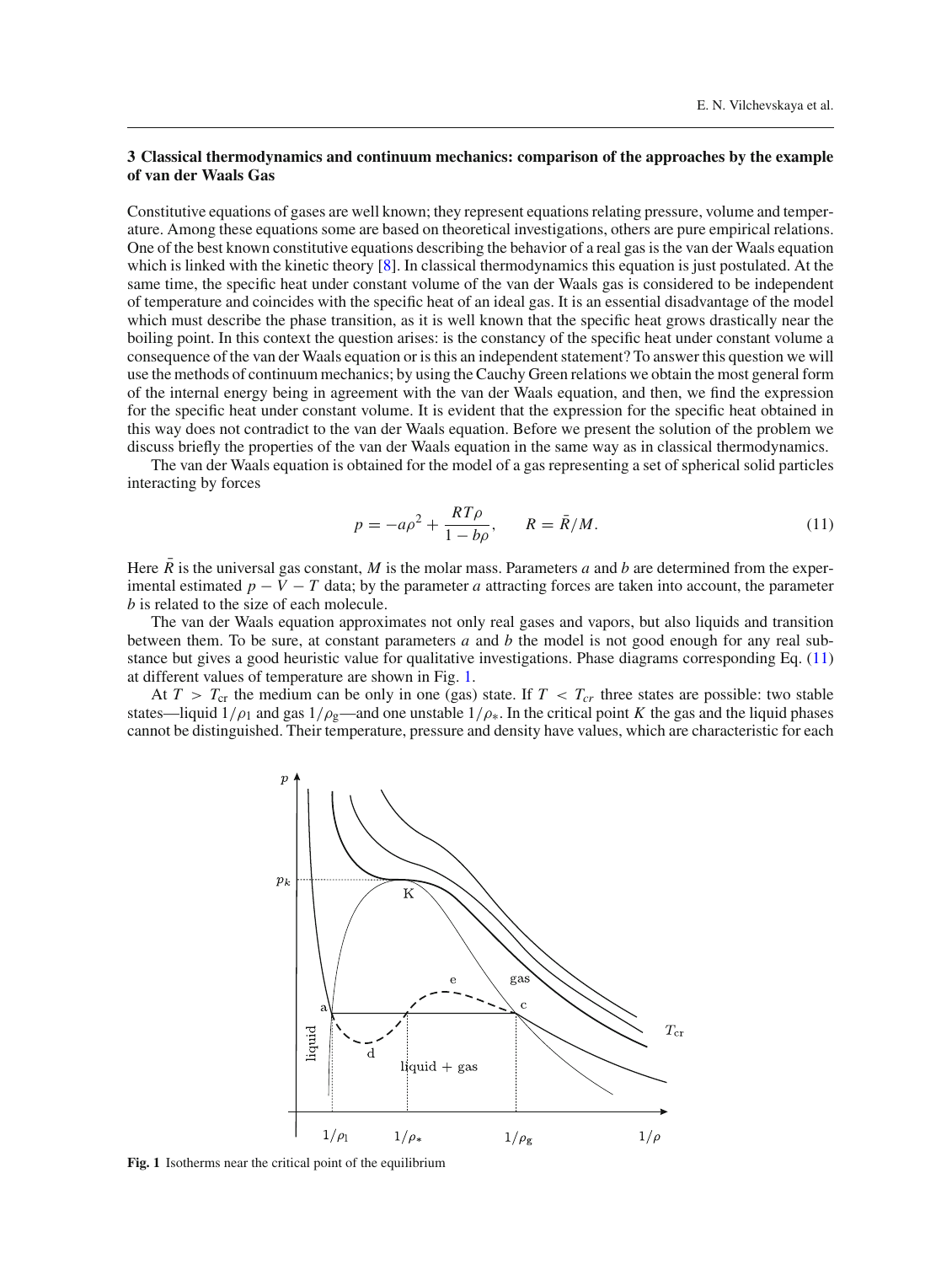## 3 Classical thermodynamics and continuum mechanics: comparison of the approaches by the example of van der Waals Gas

Constitutive equations of gases are well known; they represent equations relating pressure, volume and temperature. Among these equations some are based on theoretical investigations, others are pure empirical relations. One of the best known constitutive equations describing the behavior of a real gas is the van der Waals equation which is linked with the kinetic theory [8]. In classical thermodynamics this equation is just postulated. At the same time, the specific heat under constant volume of the van der Waals gas is considered to be independent of temperature and coincides with the specific heat of an ideal gas. It is an essential disadvantage of the model which must describe the phase transition, as it is well known that the specific heat grows drastically near the boiling point. In this context the question arises: is the constancy of the specific heat under constant volume a consequence of the van der Waals equation or is this an independent statement? To answer this question we will use the methods of continuum mechanics; by using the Cauchy Green relations we obtain the most general form of the internal energy being in agreement with the van der Waals equation, and then, we find the expression for the specific heat under constant volume. It is evident that the expression for the specific heat obtained in this way does not contradict to the van der Waals equation. Before we present the solution of the problem we discuss briefly the properties of the van der Waals equation in the same way as in classical thermodynamics.

The van der Waals equation is obtained for the model of a gas representing a set of spherical solid particles interacting by forces

$$p = -a\rho^2 + \frac{RT\rho}{1 - b\rho}, \qquad R = \bar{R}/M. \tag{11}$$

Here $\bar{R}$ is the universal gas constant, $M$ is the molar mass. Parameters $a$ and $b$ are determined from the experimental estimated $p - V - T$ data; by the parameter $a$ attracting forces are taken into account, the parameter $b$ is related to the size of each molecule.

The van der Waals equation approximates not only real gases and vapors, but also liquids and transition between them. To be sure, at constant parameters $a$ and $b$ the model is not good enough for any real substance but gives a good heuristic value for qualitative investigations. Phase diagrams corresponding Eq. (11) at different values of temperature are shown in Fig. 1.

At $T > T_{\text{cr}}$ the medium can be only in one (gas) state. If $T < T_{cr}$ three states are possible: two stable states—liquid $1/\rho_l$ and gas $1/\rho_g$—and one unstable $1/\rho_*$. In the critical point $K$ the gas and the liquid phases cannot be distinguished. Their temperature, pressure and density have values, which are characteristic for each

p
$p_k$
K
e
gas
a
c
$T_{\text{cr}}$
liquid
d
liquid + gas
$1/\rho_l$
$1/\rho_*$
$1/\rho_g$
$1/\rho$

**Fig. 1** Isotherms near the critical point of the equilibrium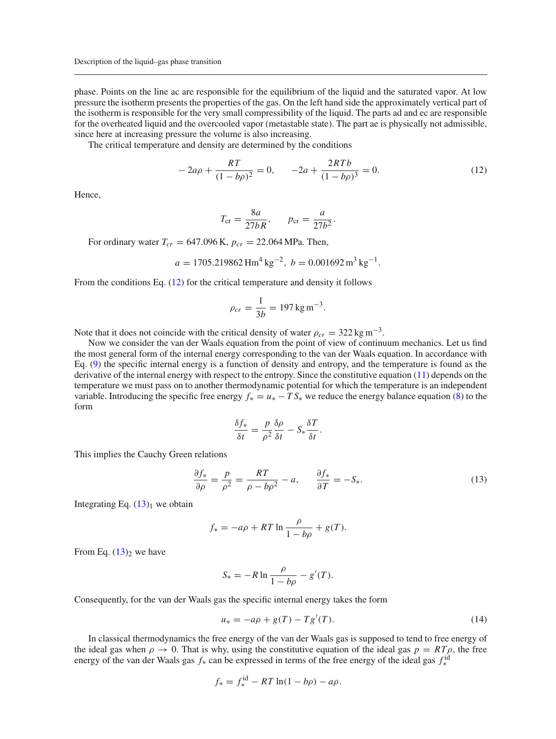phase. Points on the line ac are responsible for the equilibrium of the liquid and the saturated vapor. At low pressure the isotherm presents the properties of the gas. On the left hand side the approximately vertical part of the isotherm is responsible for the very small compressibility of the liquid. The parts ad and ec are responsible for the overheated liquid and the overcooled vapor (metastable state). The part ae is physically not admissible, since here at increasing pressure the volume is also increasing.

The critical temperature and density are determined by the conditions

$$-2a\rho + \frac{RT}{(1-b\rho)^2} = 0, \qquad -2a + \frac{2RTb}{(1-b\rho)^3} = 0. \tag{12}$$

Hence,

$$T_{\mathrm{cr}} = \frac{8a}{27bR}, \qquad p_{\mathrm{cr}} = \frac{a}{27b^2}.$$

For ordinary water $T_{cr} = 647.096\,\mathrm{K}$, $p_{cr} = 22.064\,\mathrm{MPa}$. Then,

$$a = 1705.219862\,\mathrm{Hm}^4\,\mathrm{kg}^{-2},\ b = 0.001692\,\mathrm{m}^3\,\mathrm{kg}^{-1}.$$

From the conditions Eq. (12) for the critical temperature and density it follows

$$\rho_{cr} = \frac{1}{3b} = 197\,\mathrm{kg\,m}^{-3}.$$

Note that it does not coincide with the critical density of water $\rho_{cr} = 322\,\mathrm{kg\,m}^{-3}$.

Now we consider the van der Waals equation from the point of view of continuum mechanics. Let us find the most general form of the internal energy corresponding to the van der Waals equation. In accordance with Eq. (9) the specific internal energy is a function of density and entropy, and the temperature is found as the derivative of the internal energy with respect to the entropy. Since the constitutive equation (11) depends on the temperature we must pass on to another thermodynamic potential for which the temperature is an independent variable. Introducing the specific free energy $f_* = u_* - TS_*$ we reduce the energy balance equation (8) to the form

$$\frac{\delta f_*}{\delta t} = \frac{p}{\rho^2}\frac{\delta\rho}{\delta t} - S_*\frac{\delta T}{\delta t}.$$

This implies the Cauchy Green relations

$$\frac{\partial f_*}{\partial\rho} = \frac{p}{\rho^2} = \frac{RT}{\rho - b\rho^2} - a, \qquad \frac{\partial f_*}{\partial T} = -S_*. \tag{13}$$

Integrating Eq. $(13)_1$ we obtain

$$f_* = -a\rho + RT\ln\frac{\rho}{1-b\rho} + g(T).$$

From Eq. $(13)_2$ we have

$$S_* = -R\ln\frac{\rho}{1-b\rho} - g'(T).$$

Consequently, for the van der Waals gas the specific internal energy takes the form

$$u_* = -a\rho + g(T) - Tg'(T). \tag{14}$$

In classical thermodynamics the free energy of the van der Waals gas is supposed to tend to free energy of the ideal gas when $\rho \to 0$. That is why, using the constitutive equation of the ideal gas $p = RT\rho$, the free energy of the van der Waals gas $f_*$ can be expressed in terms of the free energy of the ideal gas $f_*^{\mathrm{id}}$

$$f_* = f_*^{\mathrm{id}} - RT\ln(1-b\rho) - a\rho.$$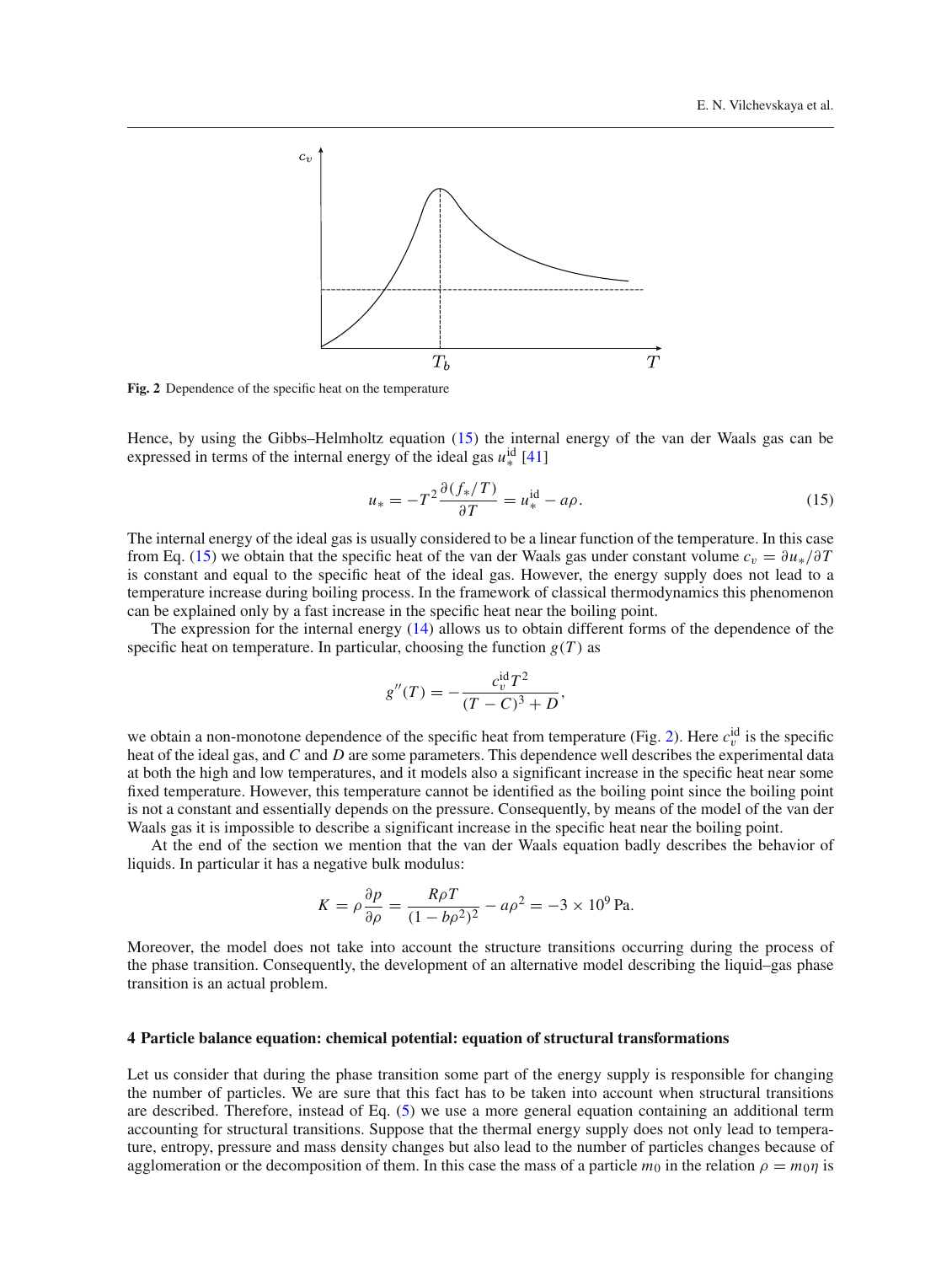**Fig. 2** Dependence of the specific heat on the temperature

Hence, by using the Gibbs–Helmholtz equation (15) the internal energy of the van der Waals gas can be expressed in terms of the internal energy of the ideal gas $u_*^{\mathrm{id}}$ [41]

$$u_* = -T^2 \frac{\partial (f_*/T)}{\partial T} = u_*^{\mathrm{id}} - a\rho. \tag{15}$$

The internal energy of the ideal gas is usually considered to be a linear function of the temperature. In this case from Eq. (15) we obtain that the specific heat of the van der Waals gas under constant volume $c_v = \partial u_*/\partial T$ is constant and equal to the specific heat of the ideal gas. However, the energy supply does not lead to a temperature increase during boiling process. In the framework of classical thermodynamics this phenomenon can be explained only by a fast increase in the specific heat near the boiling point.

The expression for the internal energy (14) allows us to obtain different forms of the dependence of the specific heat on temperature. In particular, choosing the function $g(T)$ as

$$g''(T) = -\frac{c_v^{\mathrm{id}} T^2}{(T-C)^3 + D},$$

we obtain a non-monotone dependence of the specific heat from temperature (Fig. 2). Here $c_v^{\mathrm{id}}$ is the specific heat of the ideal gas, and $C$ and $D$ are some parameters. This dependence well describes the experimental data at both the high and low temperatures, and it models also a significant increase in the specific heat near some fixed temperature. However, this temperature cannot be identified as the boiling point since the boiling point is not a constant and essentially depends on the pressure. Consequently, by means of the model of the van der Waals gas it is impossible to describe a significant increase in the specific heat near the boiling point.

At the end of the section we mention that the van der Waals equation badly describes the behavior of liquids. In particular it has a negative bulk modulus:

$$K = \rho \frac{\partial p}{\partial \rho} = \frac{R\rho T}{(1 - b\rho^2)^2} - a\rho^2 = -3 \times 10^9\,\mathrm{Pa}.$$

Moreover, the model does not take into account the structure transitions occurring during the process of the phase transition. Consequently, the development of an alternative model describing the liquid–gas phase transition is an actual problem.

## 4 Particle balance equation: chemical potential: equation of structural transformations

Let us consider that during the phase transition some part of the energy supply is responsible for changing the number of particles. We are sure that this fact has to be taken into account when structural transitions are described. Therefore, instead of Eq. (5) we use a more general equation containing an additional term accounting for structural transitions. Suppose that the thermal energy supply does not only lead to temperature, entropy, pressure and mass density changes but also lead to the number of particles changes because of agglomeration or the decomposition of them. In this case the mass of a particle $m_0$ in the relation $\rho = m_0\eta$ is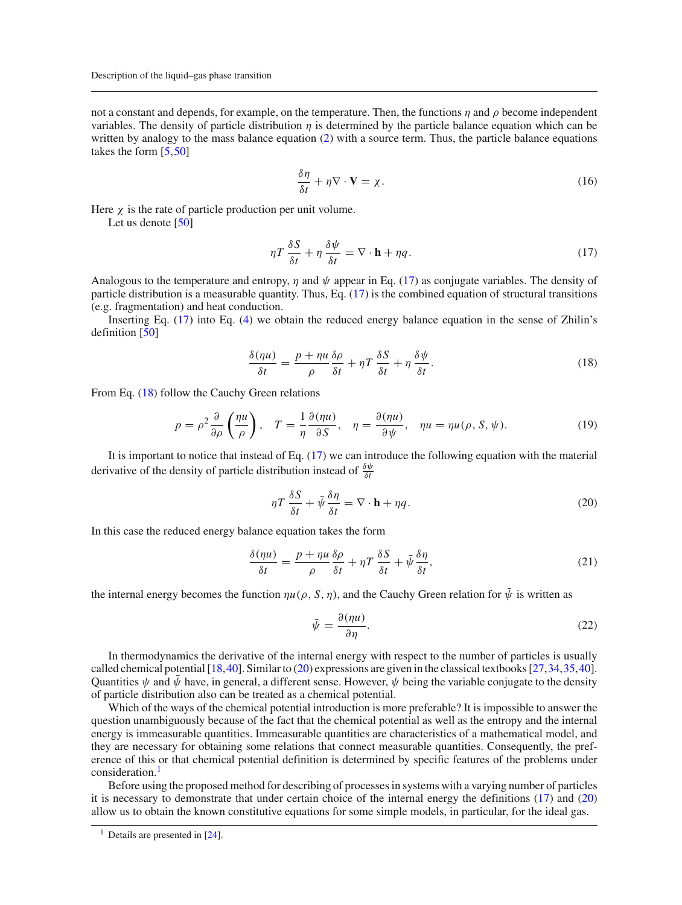not a constant and depends, for example, on the temperature. Then, the functions $\eta$ and $\rho$ become independent variables. The density of particle distribution $\eta$ is determined by the particle balance equation which can be written by analogy to the mass balance equation (2) with a source term. Thus, the particle balance equations takes the form [5,50]

$$\frac{\delta \eta}{\delta t} + \eta \nabla \cdot \mathbf{V} = \chi. \tag{16}$$

Here $\chi$ is the rate of particle production per unit volume.

Let us denote [50]

$$\eta T \frac{\delta S}{\delta t} + \eta \frac{\delta \psi}{\delta t} = \nabla \cdot \mathbf{h} + \eta q. \tag{17}$$

Analogous to the temperature and entropy, $\eta$ and $\psi$ appear in Eq. (17) as conjugate variables. The density of particle distribution is a measurable quantity. Thus, Eq. (17) is the combined equation of structural transitions (e.g. fragmentation) and heat conduction.

Inserting Eq. (17) into Eq. (4) we obtain the reduced energy balance equation in the sense of Zhilin's definition [50]

$$\frac{\delta(\eta u)}{\delta t} = \frac{p + \eta u}{\rho} \frac{\delta \rho}{\delta t} + \eta T \frac{\delta S}{\delta t} + \eta \frac{\delta \psi}{\delta t}. \tag{18}$$

From Eq. (18) follow the Cauchy Green relations

$$p = \rho^2 \frac{\partial}{\partial \rho} \left( \frac{\eta u}{\rho} \right), \quad T = \frac{1}{\eta} \frac{\partial(\eta u)}{\partial S}, \quad \eta = \frac{\partial(\eta u)}{\partial \psi}, \quad \eta u = \eta u(\rho, S, \psi). \tag{19}$$

It is important to notice that instead of Eq. (17) we can introduce the following equation with the material derivative of the density of particle distribution instead of $\frac{\delta \psi}{\delta t}$

$$\eta T \frac{\delta S}{\delta t} + \bar{\psi} \frac{\delta \eta}{\delta t} = \nabla \cdot \mathbf{h} + \eta q. \tag{20}$$

In this case the reduced energy balance equation takes the form

$$\frac{\delta(\eta u)}{\delta t} = \frac{p + \eta u}{\rho} \frac{\delta \rho}{\delta t} + \eta T \frac{\delta S}{\delta t} + \bar{\psi} \frac{\delta \eta}{\delta t}, \tag{21}$$

the internal energy becomes the function $\eta u(\rho, S, \eta)$, and the Cauchy Green relation for $\bar{\psi}$ is written as

$$\bar{\psi} = \frac{\partial(\eta u)}{\partial \eta}. \tag{22}$$

In thermodynamics the derivative of the internal energy with respect to the number of particles is usually called chemical potential [18,40]. Similar to (20) expressions are given in the classical textbooks [27,34,35,40]. Quantities $\psi$ and $\bar{\psi}$ have, in general, a different sense. However, $\psi$ being the variable conjugate to the density of particle distribution also can be treated as a chemical potential.

Which of the ways of the chemical potential introduction is more preferable? It is impossible to answer the question unambiguously because of the fact that the chemical potential as well as the entropy and the internal energy is immeasurable quantities. Immeasurable quantities are characteristics of a mathematical model, and they are necessary for obtaining some relations that connect measurable quantities. Consequently, the preference of this or that chemical potential definition is determined by specific features of the problems under consideration.[1]

Before using the proposed method for describing of processes in systems with a varying number of particles it is necessary to demonstrate that under certain choice of the internal energy the definitions (17) and (20) allow us to obtain the known constitutive equations for some simple models, in particular, for the ideal gas.

[1] Details are presented in [24].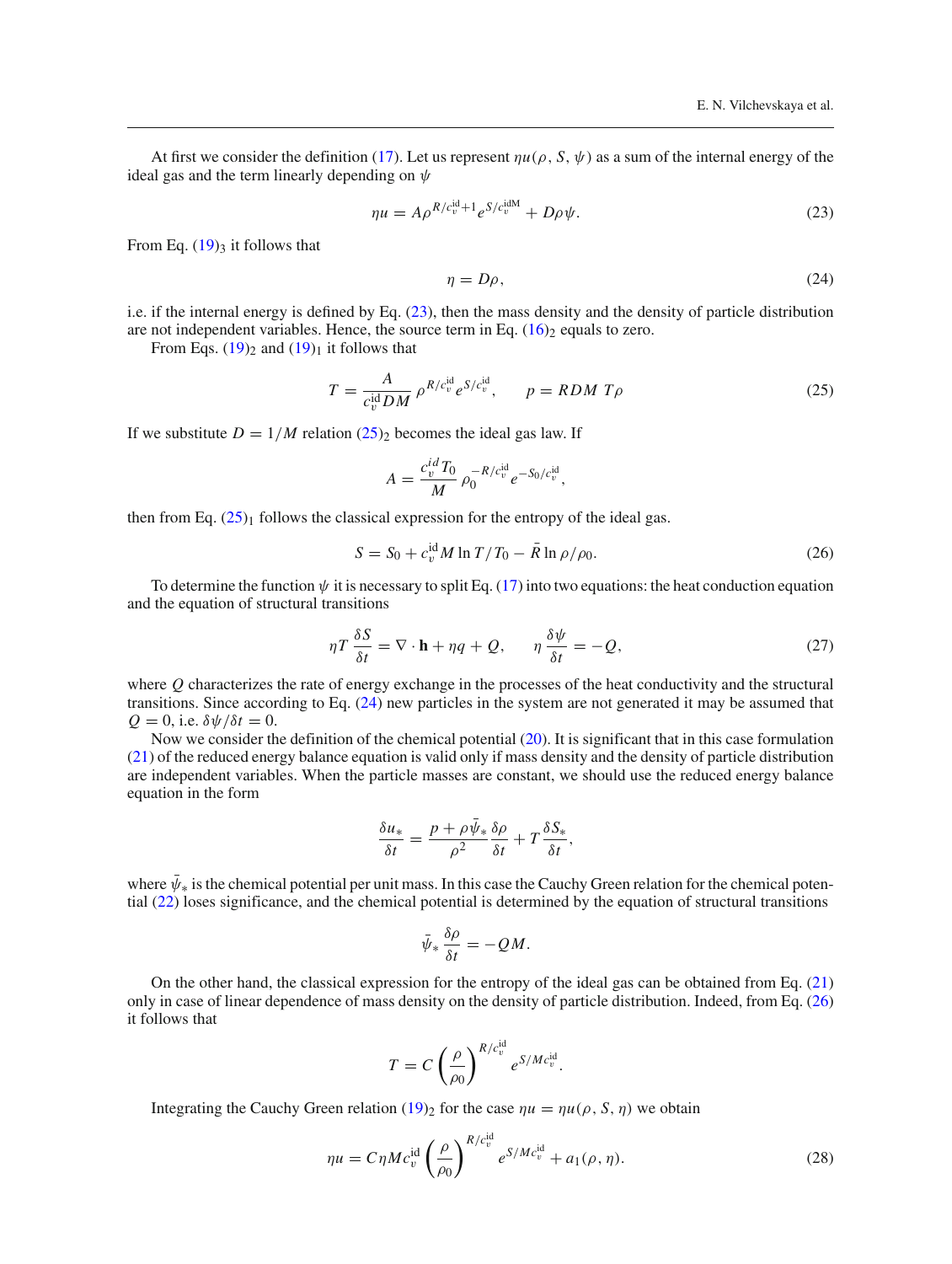At first we consider the definition (17). Let us represent $\eta u(\rho, S, \psi)$ as a sum of the internal energy of the ideal gas and the term linearly depending on $\psi$

$$\eta u = A\rho^{R/c_v^{\text{id}}+1} e^{S/c_v^{\text{idM}}} + D\rho\psi. \tag{23}$$

From Eq. $(19)_3$ it follows that

$$\eta = D\rho, \tag{24}$$

i.e. if the internal energy is defined by Eq. (23), then the mass density and the density of particle distribution are not independent variables. Hence, the source term in Eq. $(16)_2$ equals to zero.

From Eqs. $(19)_2$ and $(19)_1$ it follows that

$$T = \frac{A}{c_v^{\text{id}} DM}\, \rho^{R/c_v^{\text{id}}} e^{S/c_v^{\text{id}}}, \qquad p = RDM\, T\rho \tag{25}$$

If we substitute $D = 1/M$ relation $(25)_2$ becomes the ideal gas law. If

$$A = \frac{c_v^{id} T_0}{M}\, \rho_0^{-R/c_v^{\text{id}}} e^{-S_0/c_v^{\text{id}}},$$

then from Eq. $(25)_1$ follows the classical expression for the entropy of the ideal gas.

$$S = S_0 + c_v^{\text{id}} M \ln T/T_0 - \bar{R} \ln \rho/\rho_0. \tag{26}$$

To determine the function $\psi$ it is necessary to split Eq. (17) into two equations: the heat conduction equation and the equation of structural transitions

$$\eta T\, \frac{\delta S}{\delta t} = \nabla \cdot \mathbf{h} + \eta q + Q, \qquad \eta\, \frac{\delta \psi}{\delta t} = -Q, \tag{27}$$

where $Q$ characterizes the rate of energy exchange in the processes of the heat conductivity and the structural transitions. Since according to Eq. (24) new particles in the system are not generated it may be assumed that $Q = 0$, i.e. $\delta\psi/\delta t = 0$.

Now we consider the definition of the chemical potential (20). It is significant that in this case formulation (21) of the reduced energy balance equation is valid only if mass density and the density of particle distribution are independent variables. When the particle masses are constant, we should use the reduced energy balance equation in the form

$$\frac{\delta u_*}{\delta t} = \frac{p + \rho\bar{\psi}_*}{\rho^2}\frac{\delta \rho}{\delta t} + T\frac{\delta S_*}{\delta t},$$

where $\bar{\psi}_*$ is the chemical potential per unit mass. In this case the Cauchy Green relation for the chemical potential (22) loses significance, and the chemical potential is determined by the equation of structural transitions

$$\bar{\psi}_*\, \frac{\delta \rho}{\delta t} = -QM.$$

On the other hand, the classical expression for the entropy of the ideal gas can be obtained from Eq. (21) only in case of linear dependence of mass density on the density of particle distribution. Indeed, from Eq. (26) it follows that

$$T = C\left(\frac{\rho}{\rho_0}\right)^{R/c_v^{\text{id}}} e^{S/Mc_v^{\text{id}}}.$$

Integrating the Cauchy Green relation $(19)_2$ for the case $\eta u = \eta u(\rho, S, \eta)$ we obtain

$$\eta u = C\eta M c_v^{\text{id}} \left(\frac{\rho}{\rho_0}\right)^{R/c_v^{\text{id}}} e^{S/Mc_v^{\text{id}}} + a_1(\rho, \eta). \tag{28}$$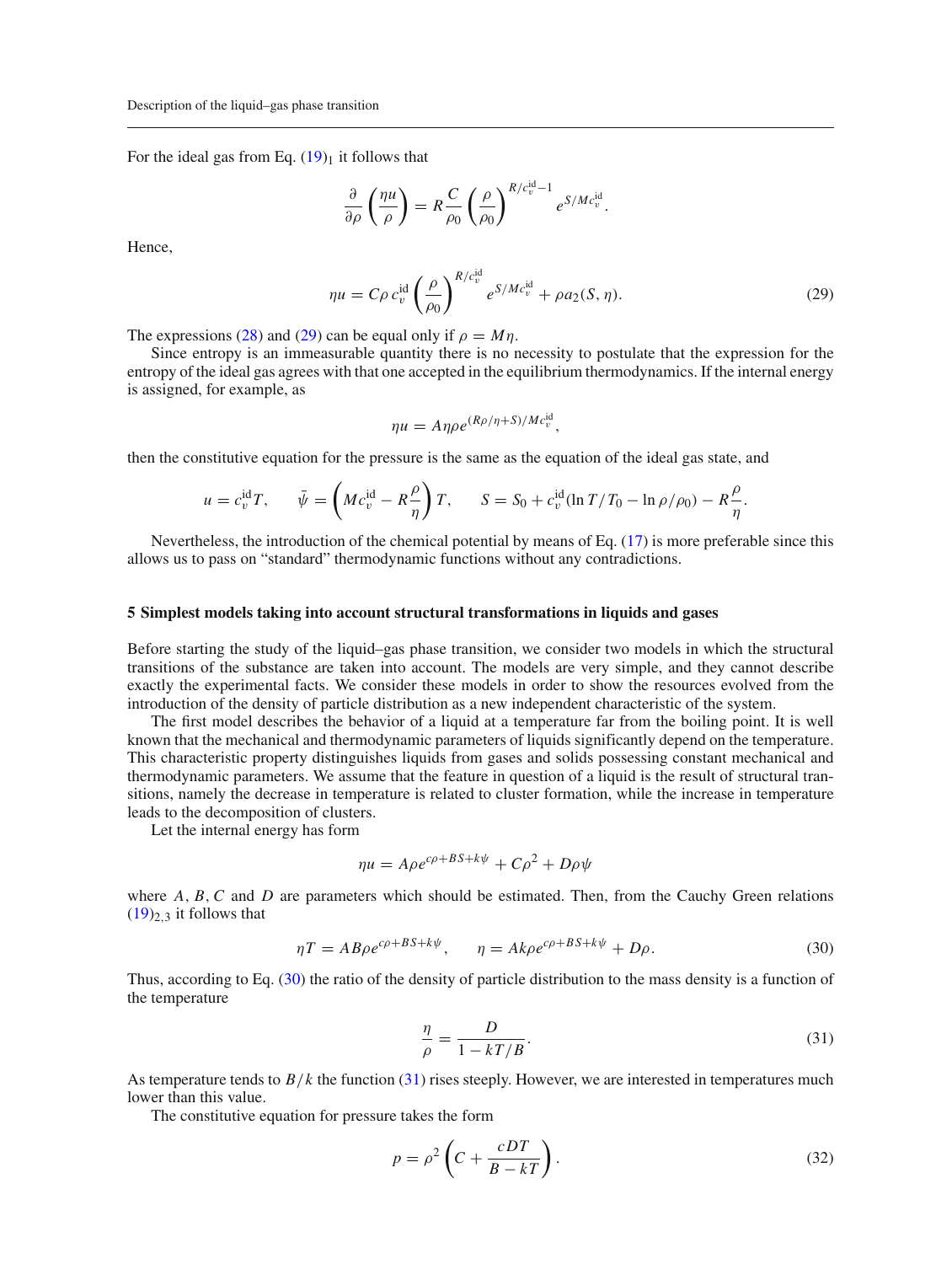For the ideal gas from Eq. $(19)_1$ it follows that

$$\frac{\partial}{\partial \rho}\left(\frac{\eta u}{\rho}\right) = R\frac{C}{\rho_0}\left(\frac{\rho}{\rho_0}\right)^{R/c_v^{\text{id}}-1} e^{S/Mc_v^{\text{id}}}.$$

Hence,

$$\eta u = C\rho\, c_v^{\text{id}} \left(\frac{\rho}{\rho_0}\right)^{R/c_v^{\text{id}}} e^{S/Mc_v^{\text{id}}} + \rho a_2(S,\eta). \tag{29}$$

The expressions (28) and (29) can be equal only if $\rho = M\eta$.

Since entropy is an immeasurable quantity there is no necessity to postulate that the expression for the entropy of the ideal gas agrees with that one accepted in the equilibrium thermodynamics. If the internal energy is assigned, for example, as

$$\eta u = A\eta\rho e^{(R\rho/\eta + S)/Mc_v^{\text{id}}},$$

then the constitutive equation for the pressure is the same as the equation of the ideal gas state, and

$$u = c_v^{\text{id}} T, \qquad \bar{\psi} = \left(Mc_v^{\text{id}} - R\frac{\rho}{\eta}\right)T, \qquad S = S_0 + c_v^{\text{id}}(\ln T/T_0 - \ln \rho/\rho_0) - R\frac{\rho}{\eta}.$$

Nevertheless, the introduction of the chemical potential by means of Eq. (17) is more preferable since this allows us to pass on "standard" thermodynamic functions without any contradictions.

## 5 Simplest models taking into account structural transformations in liquids and gases

Before starting the study of the liquid–gas phase transition, we consider two models in which the structural transitions of the substance are taken into account. The models are very simple, and they cannot describe exactly the experimental facts. We consider these models in order to show the resources evolved from the introduction of the density of particle distribution as a new independent characteristic of the system.

The first model describes the behavior of a liquid at a temperature far from the boiling point. It is well known that the mechanical and thermodynamic parameters of liquids significantly depend on the temperature. This characteristic property distinguishes liquids from gases and solids possessing constant mechanical and thermodynamic parameters. We assume that the feature in question of a liquid is the result of structural transitions, namely the decrease in temperature is related to cluster formation, while the increase in temperature leads to the decomposition of clusters.

Let the internal energy has form

$$\eta u = A\rho e^{c\rho + BS + k\psi} + C\rho^2 + D\rho\psi$$

where $A, B, C$ and $D$ are parameters which should be estimated. Then, from the Cauchy Green relations $(19)_{2,3}$ it follows that

$$\eta T = AB\rho e^{c\rho + BS + k\psi}, \qquad \eta = Ak\rho e^{c\rho + BS + k\psi} + D\rho. \tag{30}$$

Thus, according to Eq. (30) the ratio of the density of particle distribution to the mass density is a function of the temperature

$$\frac{\eta}{\rho} = \frac{D}{1 - kT/B}. \tag{31}$$

As temperature tends to $B/k$ the function (31) rises steeply. However, we are interested in temperatures much lower than this value.

The constitutive equation for pressure takes the form

$$p = \rho^2\left(C + \frac{cDT}{B - kT}\right). \tag{32}$$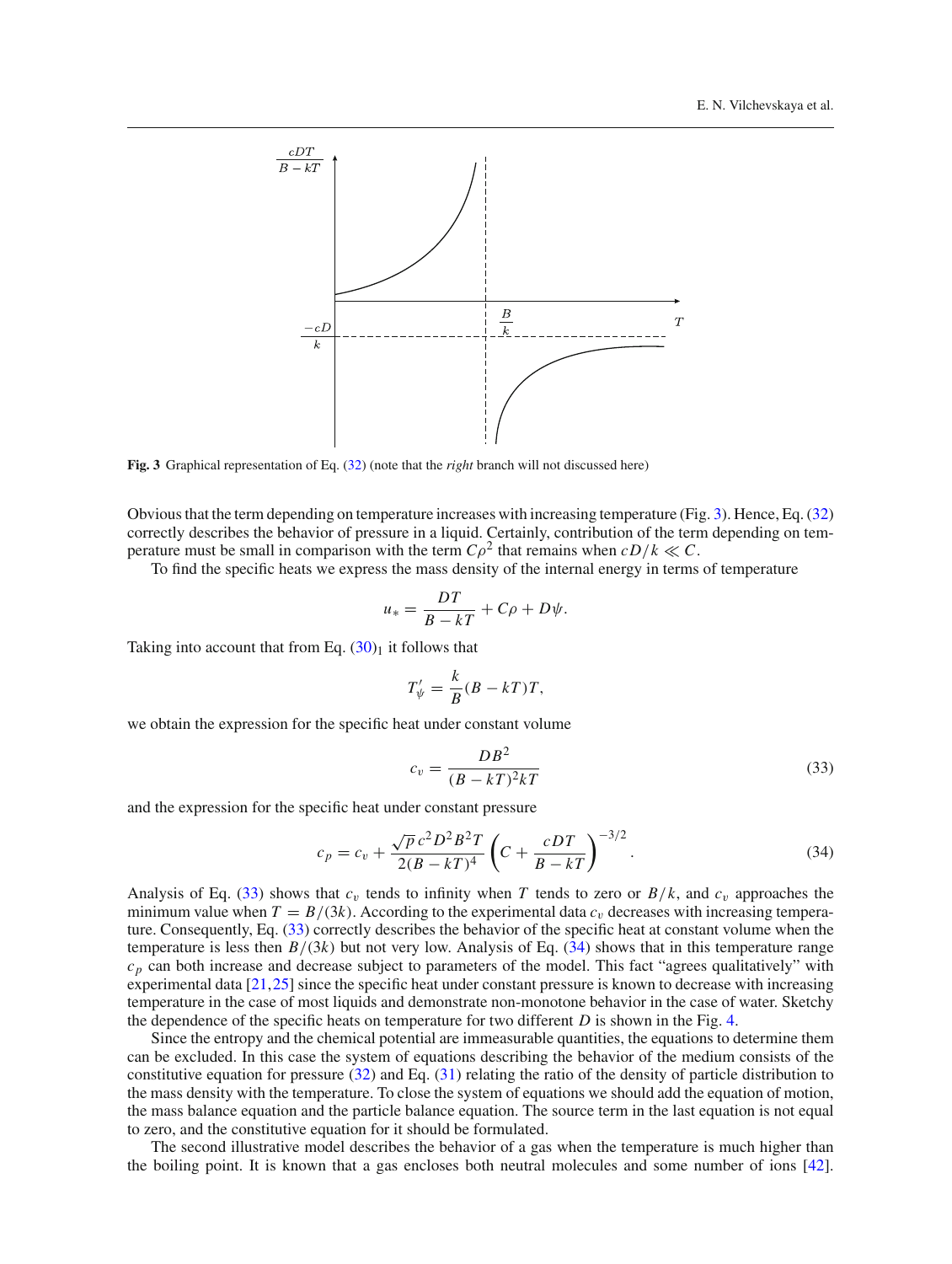**Fig. 3** Graphical representation of Eq. (32) (note that the *right* branch will not discussed here)

Obvious that the term depending on temperature increases with increasing temperature (Fig. 3). Hence, Eq. (32) correctly describes the behavior of pressure in a liquid. Certainly, contribution of the term depending on temperature must be small in comparison with the term $C\rho^2$ that remains when $cD/k \ll C$.

To find the specific heats we express the mass density of the internal energy in terms of temperature

$$u_* = \frac{DT}{B - kT} + C\rho + D\psi.$$

Taking into account that from Eq. $(30)_1$ it follows that

$$T'_\psi = \frac{k}{B}(B - kT)T,$$

we obtain the expression for the specific heat under constant volume

$$c_v = \frac{DB^2}{(B - kT)^2 kT} \tag{33}$$

and the expression for the specific heat under constant pressure

$$c_p = c_v + \frac{\sqrt{p}\, c^2 D^2 B^2 T}{2(B - kT)^4} \left( C + \frac{cDT}{B - kT} \right)^{-3/2}. \tag{34}$$

Analysis of Eq. (33) shows that $c_v$ tends to infinity when $T$ tends to zero or $B/k$, and $c_v$ approaches the minimum value when $T = B/(3k)$. According to the experimental data $c_v$ decreases with increasing temperature. Consequently, Eq. (33) correctly describes the behavior of the specific heat at constant volume when the temperature is less then $B/(3k)$ but not very low. Analysis of Eq. (34) shows that in this temperature range $c_p$ can both increase and decrease subject to parameters of the model. This fact "agrees qualitatively" with experimental data [21,25] since the specific heat under constant pressure is known to decrease with increasing temperature in the case of most liquids and demonstrate non-monotone behavior in the case of water. Sketchy the dependence of the specific heats on temperature for two different $D$ is shown in the Fig. 4.

Since the entropy and the chemical potential are immeasurable quantities, the equations to determine them can be excluded. In this case the system of equations describing the behavior of the medium consists of the constitutive equation for pressure (32) and Eq. (31) relating the ratio of the density of particle distribution to the mass density with the temperature. To close the system of equations we should add the equation of motion, the mass balance equation and the particle balance equation. The source term in the last equation is not equal to zero, and the constitutive equation for it should be formulated.

The second illustrative model describes the behavior of a gas when the temperature is much higher than the boiling point. It is known that a gas encloses both neutral molecules and some number of ions [42].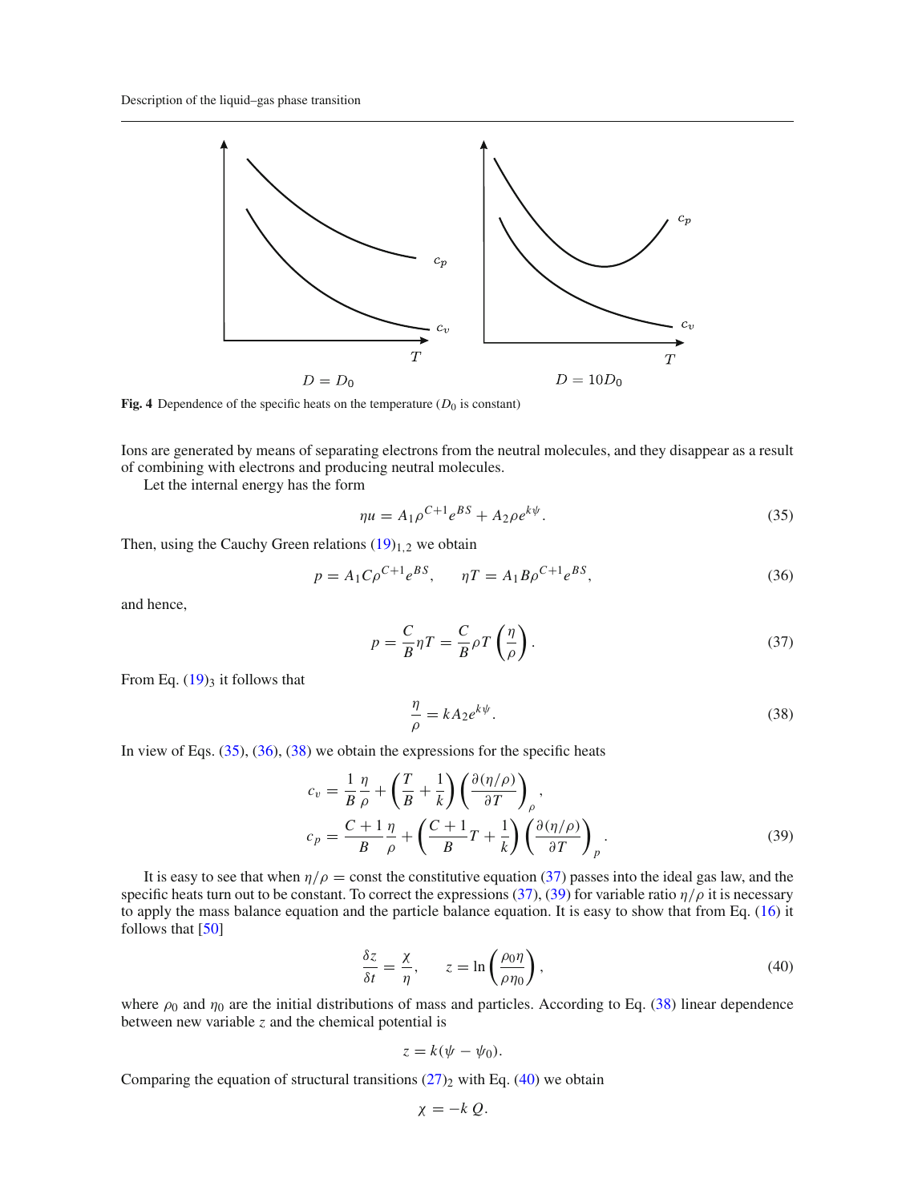Fig. 4 Dependence of the specific heats on the temperature ($D_0$ is constant)

Ions are generated by means of separating electrons from the neutral molecules, and they disappear as a result of combining with electrons and producing neutral molecules.

Let the internal energy has the form

$$\eta u = A_1 \rho^{C+1} e^{BS} + A_2 \rho e^{k\psi}. \tag{35}$$

Then, using the Cauchy Green relations $(19)_{1,2}$ we obtain

$$p = A_1 C \rho^{C+1} e^{BS}, \qquad \eta T = A_1 B \rho^{C+1} e^{BS}, \tag{36}$$

and hence,

$$p = \frac{C}{B}\eta T = \frac{C}{B}\rho T \left(\frac{\eta}{\rho}\right). \tag{37}$$

From Eq. $(19)_3$ it follows that

$$\frac{\eta}{\rho} = k A_2 e^{k\psi}. \tag{38}$$

In view of Eqs. (35), (36), (38) we obtain the expressions for the specific heats

$$\begin{aligned} c_v &= \frac{1}{B}\frac{\eta}{\rho} + \left(\frac{T}{B} + \frac{1}{k}\right)\left(\frac{\partial(\eta/\rho)}{\partial T}\right)_\rho, \\ c_p &= \frac{C+1}{B}\frac{\eta}{\rho} + \left(\frac{C+1}{B}T + \frac{1}{k}\right)\left(\frac{\partial(\eta/\rho)}{\partial T}\right)_p. \end{aligned} \tag{39}$$

It is easy to see that when $\eta/\rho = \text{const}$ the constitutive equation (37) passes into the ideal gas law, and the specific heats turn out to be constant. To correct the expressions (37), (39) for variable ratio $\eta/\rho$ it is necessary to apply the mass balance equation and the particle balance equation. It is easy to show that from Eq. (16) it follows that [50]

$$\frac{\delta z}{\delta t} = \frac{\chi}{\eta}, \qquad z = \ln\left(\frac{\rho_0 \eta}{\rho \eta_0}\right), \tag{40}$$

where $\rho_0$ and $\eta_0$ are the initial distributions of mass and particles. According to Eq. (38) linear dependence between new variable $z$ and the chemical potential is

$$z = k(\psi - \psi_0).$$

Comparing the equation of structural transitions $(27)_2$ with Eq. (40) we obtain

$$\chi = -k\,Q.$$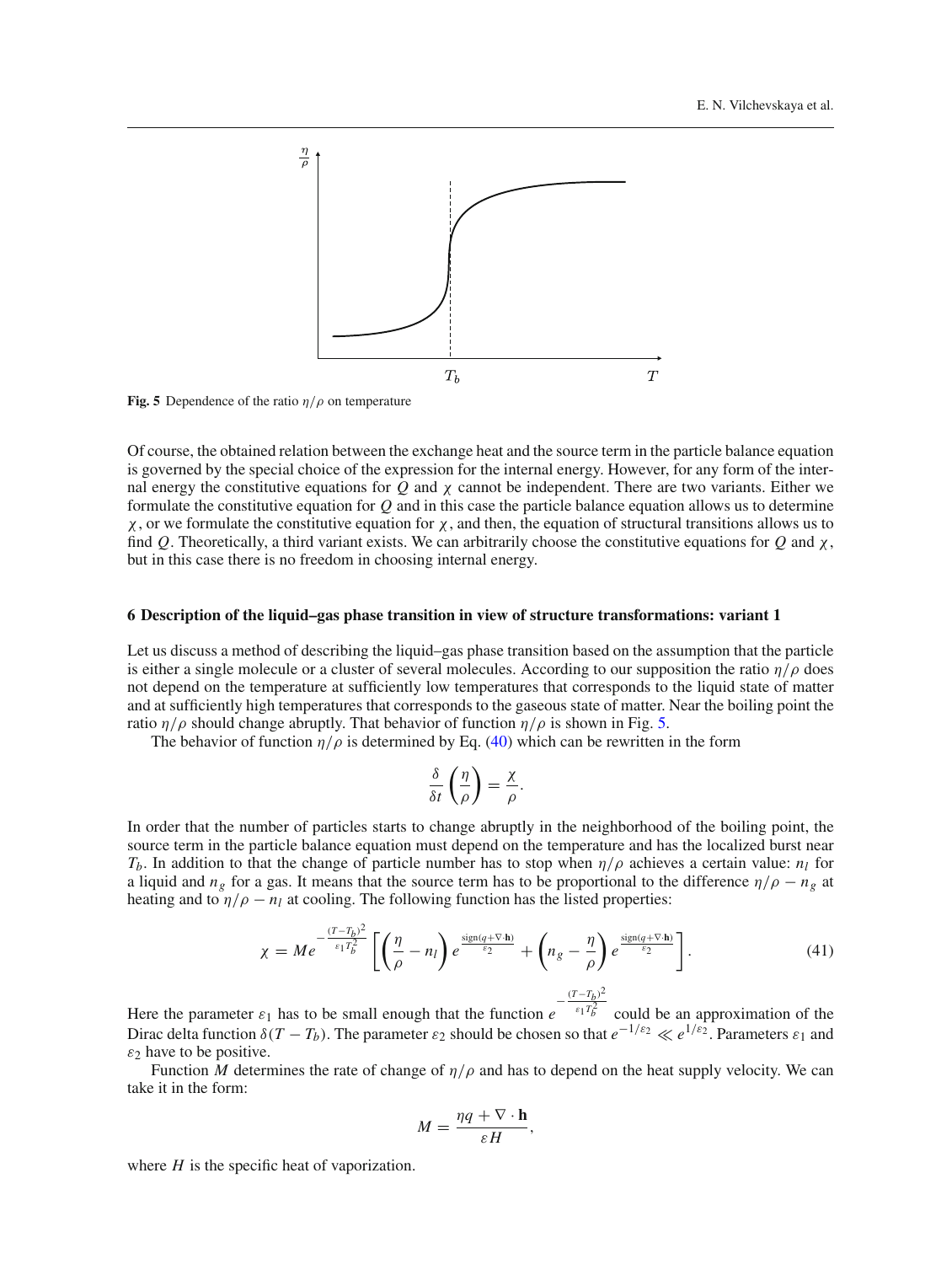Fig. 5 Dependence of the ratio $\eta/\rho$ on temperature

Of course, the obtained relation between the exchange heat and the source term in the particle balance equation is governed by the special choice of the expression for the internal energy. However, for any form of the internal energy the constitutive equations for $Q$ and $\chi$ cannot be independent. There are two variants. Either we formulate the constitutive equation for $Q$ and in this case the particle balance equation allows us to determine $\chi$, or we formulate the constitutive equation for $\chi$, and then, the equation of structural transitions allows us to find $Q$. Theoretically, a third variant exists. We can arbitrarily choose the constitutive equations for $Q$ and $\chi$, but in this case there is no freedom in choosing internal energy.

## 6 Description of the liquid–gas phase transition in view of structure transformations: variant 1

Let us discuss a method of describing the liquid–gas phase transition based on the assumption that the particle is either a single molecule or a cluster of several molecules. According to our supposition the ratio $\eta/\rho$ does not depend on the temperature at sufficiently low temperatures that corresponds to the liquid state of matter and at sufficiently high temperatures that corresponds to the gaseous state of matter. Near the boiling point the ratio $\eta/\rho$ should change abruptly. That behavior of function $\eta/\rho$ is shown in Fig. 5.

The behavior of function $\eta/\rho$ is determined by Eq. (40) which can be rewritten in the form

$$\frac{\delta}{\delta t}\left(\frac{\eta}{\rho}\right) = \frac{\chi}{\rho}.$$

In order that the number of particles starts to change abruptly in the neighborhood of the boiling point, the source term in the particle balance equation must depend on the temperature and has the localized burst near $T_b$. In addition to that the change of particle number has to stop when $\eta/\rho$ achieves a certain value: $n_l$ for a liquid and $n_g$ for a gas. It means that the source term has to be proportional to the difference $\eta/\rho - n_g$ at heating and to $\eta/\rho - n_l$ at cooling. The following function has the listed properties:

$$\chi = M e^{-\frac{(T-T_b)^2}{\varepsilon_1 T_b^2}} \left[\left(\frac{\eta}{\rho} - n_l\right) e^{\frac{\mathrm{sign}(q+\nabla\cdot\mathbf{h})}{\varepsilon_2}} + \left(n_g - \frac{\eta}{\rho}\right) e^{\frac{\mathrm{sign}(q+\nabla\cdot\mathbf{h})}{\varepsilon_2}}\right]. \tag{41}$$

Here the parameter $\varepsilon_1$ has to be small enough that the function $e^{-\frac{(T-T_b)^2}{\varepsilon_1 T_b^2}}$ could be an approximation of the Dirac delta function $\delta(T - T_b)$. The parameter $\varepsilon_2$ should be chosen so that $e^{-1/\varepsilon_2} \ll e^{1/\varepsilon_2}$. Parameters $\varepsilon_1$ and $\varepsilon_2$ have to be positive.

Function $M$ determines the rate of change of $\eta/\rho$ and has to depend on the heat supply velocity. We can take it in the form:

$$M = \frac{\eta q + \nabla\cdot\mathbf{h}}{\varepsilon H},$$

where $H$ is the specific heat of vaporization.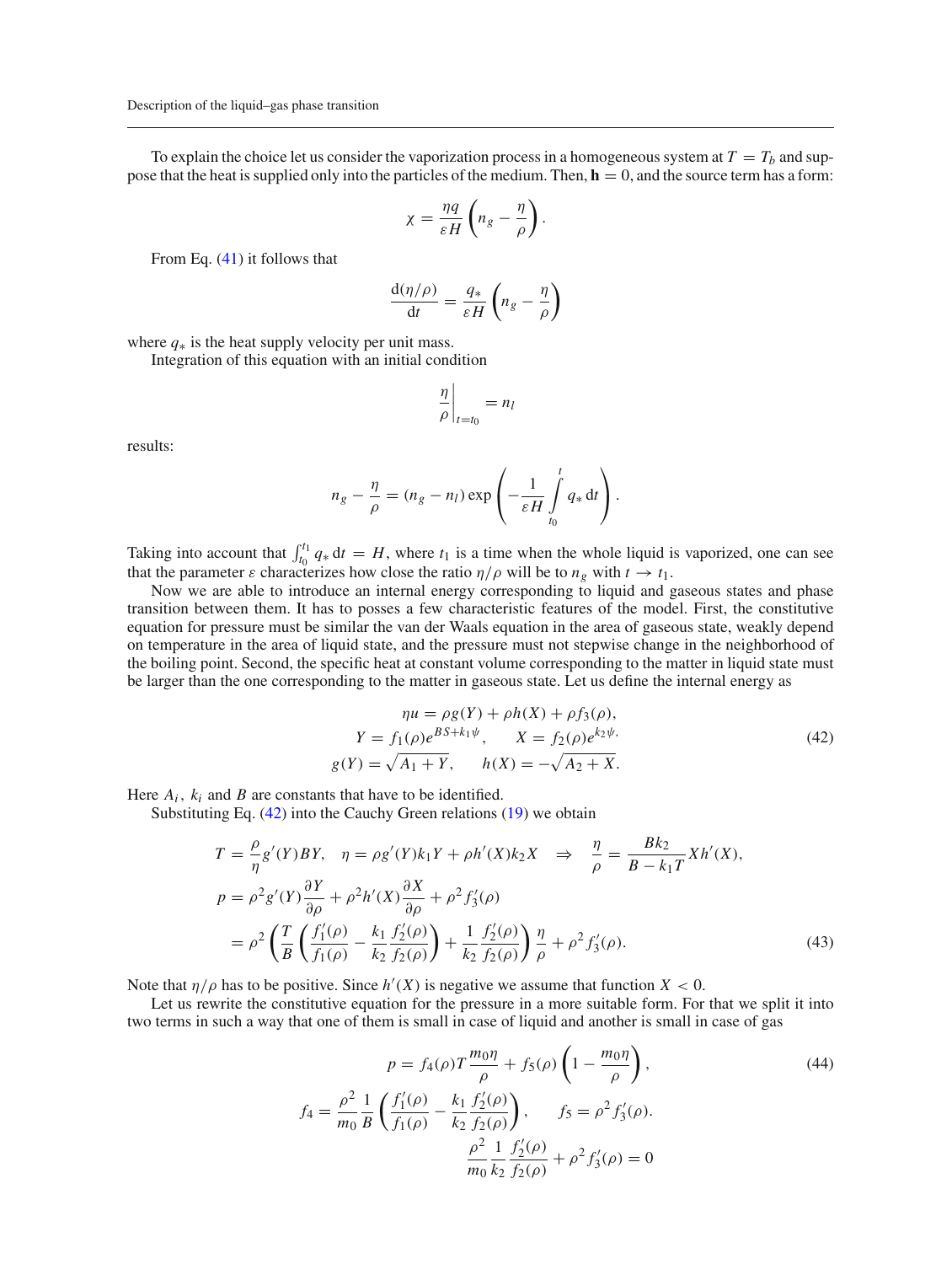To explain the choice let us consider the vaporization process in a homogeneous system at $T = T_b$ and suppose that the heat is supplied only into the particles of the medium. Then, $\mathbf{h} = 0$, and the source term has a form:

$$\chi = \frac{\eta q}{\varepsilon H}\left(n_g - \frac{\eta}{\rho}\right).$$

From Eq. (41) it follows that

$$\frac{\mathrm{d}(\eta/\rho)}{\mathrm{d}t} = \frac{q_*}{\varepsilon H}\left(n_g - \frac{\eta}{\rho}\right)$$

where $q_*$ is the heat supply velocity per unit mass.

Integration of this equation with an initial condition

$$\left.\frac{\eta}{\rho}\right|_{t=t_0} = n_l$$

results:

$$n_g - \frac{\eta}{\rho} = (n_g - n_l)\exp\left(-\frac{1}{\varepsilon H}\int\limits_{t_0}^{t} q_*\,\mathrm{d}t\right).$$

Taking into account that $\int_{t_0}^{t_1} q_*\,\mathrm{d}t = H$, where $t_1$ is a time when the whole liquid is vaporized, one can see that the parameter $\varepsilon$ characterizes how close the ratio $\eta/\rho$ will be to $n_g$ with $t \to t_1$.

Now we are able to introduce an internal energy corresponding to liquid and gaseous states and phase transition between them. It has to posses a few characteristic features of the model. First, the constitutive equation for pressure must be similar the van der Waals equation in the area of gaseous state, weakly depend on temperature in the area of liquid state, and the pressure must not stepwise change in the neighborhood of the boiling point. Second, the specific heat at constant volume corresponding to the matter in liquid state must be larger than the one corresponding to the matter in gaseous state. Let us define the internal energy as

$$\begin{aligned}
\eta u &= \rho g(Y) + \rho h(X) + \rho f_3(\rho),\\
Y &= f_1(\rho)e^{BS+k_1\psi}, \qquad X = f_2(\rho)e^{k_2\psi},\\
g(Y) &= \sqrt{A_1 + Y}, \qquad h(X) = -\sqrt{A_2 + X}.
\end{aligned} \tag{42}$$

Here $A_i$, $k_i$ and $B$ are constants that have to be identified.

Substituting Eq. (42) into the Cauchy Green relations (19) we obtain

$$\begin{aligned}
T &= \frac{\rho}{\eta}g'(Y)BY, \quad \eta = \rho g'(Y)k_1 Y + \rho h'(X)k_2 X \quad \Rightarrow \quad \frac{\eta}{\rho} = \frac{Bk_2}{B - k_1 T}Xh'(X),\\
p &= \rho^2 g'(Y)\frac{\partial Y}{\partial \rho} + \rho^2 h'(X)\frac{\partial X}{\partial \rho} + \rho^2 f_3'(\rho)\\
&= \rho^2\left(\frac{T}{B}\left(\frac{f_1'(\rho)}{f_1(\rho)} - \frac{k_1}{k_2}\frac{f_2'(\rho)}{f_2(\rho)}\right) + \frac{1}{k_2}\frac{f_2'(\rho)}{f_2(\rho)}\right)\frac{\eta}{\rho} + \rho^2 f_3'(\rho).
\end{aligned} \tag{43}$$

Note that $\eta/\rho$ has to be positive. Since $h'(X)$ is negative we assume that function $X < 0$.

Let us rewrite the constitutive equation for the pressure in a more suitable form. For that we split it into two terms in such a way that one of them is small in case of liquid and another is small in case of gas

$$p = f_4(\rho)T\frac{m_0\eta}{\rho} + f_5(\rho)\left(1 - \frac{m_0\eta}{\rho}\right), \tag{44}$$

$$f_4 = \frac{\rho^2}{m_0}\frac{1}{B}\left(\frac{f_1'(\rho)}{f_1(\rho)} - \frac{k_1}{k_2}\frac{f_2'(\rho)}{f_2(\rho)}\right), \qquad f_5 = \rho^2 f_3'(\rho).$$

$$\frac{\rho^2}{m_0}\frac{1}{k_2}\frac{f_2'(\rho)}{f_2(\rho)} + \rho^2 f_3'(\rho) = 0$$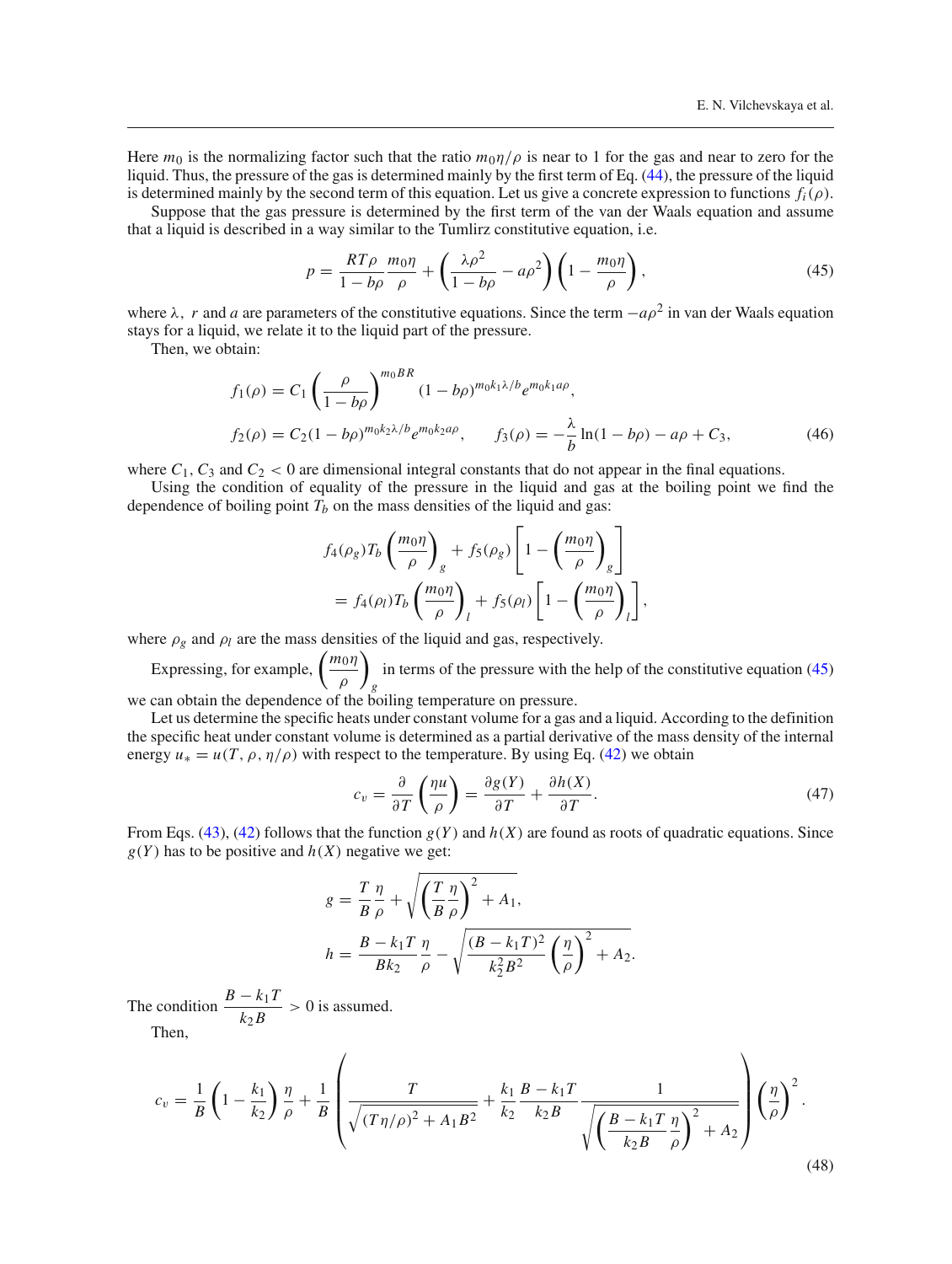Here $m_0$ is the normalizing factor such that the ratio $m_0\eta/\rho$ is near to 1 for the gas and near to zero for the liquid. Thus, the pressure of the gas is determined mainly by the first term of Eq. (44), the pressure of the liquid is determined mainly by the second term of this equation. Let us give a concrete expression to functions $f_i(\rho)$.

Suppose that the gas pressure is determined by the first term of the van der Waals equation and assume that a liquid is described in a way similar to the Tumlirz constitutive equation, i.e.

$$
p = \frac{RT\rho}{1-b\rho}\frac{m_0\eta}{\rho} + \left(\frac{\lambda\rho^2}{1-b\rho} - a\rho^2\right)\left(1 - \frac{m_0\eta}{\rho}\right), \tag{45}
$$

where $\lambda$, $r$ and $a$ are parameters of the constitutive equations. Since the term $-a\rho^2$ in van der Waals equation stays for a liquid, we relate it to the liquid part of the pressure.

Then, we obtain:

$$
\begin{aligned}
f_1(\rho) &= C_1\left(\frac{\rho}{1-b\rho}\right)^{m_0BR}(1-b\rho)^{m_0k_1\lambda/b}e^{m_0k_1a\rho},\\
f_2(\rho) &= C_2(1-b\rho)^{m_0k_2\lambda/b}e^{m_0k_2a\rho}, \qquad f_3(\rho) = -\frac{\lambda}{b}\ln(1-b\rho) - a\rho + C_3,
\end{aligned} \tag{46}
$$

where $C_1$, $C_3$ and $C_2 < 0$ are dimensional integral constants that do not appear in the final equations.

Using the condition of equality of the pressure in the liquid and gas at the boiling point we find the dependence of boiling point $T_b$ on the mass densities of the liquid and gas:

$$
\begin{aligned}
&f_4(\rho_g)T_b\left(\frac{m_0\eta}{\rho}\right)_g + f_5(\rho_g)\left[1 - \left(\frac{m_0\eta}{\rho}\right)_g\right]\\
&\quad = f_4(\rho_l)T_b\left(\frac{m_0\eta}{\rho}\right)_l + f_5(\rho_l)\left[1 - \left(\frac{m_0\eta}{\rho}\right)_l\right],
\end{aligned}
$$

where $\rho_g$ and $\rho_l$ are the mass densities of the liquid and gas, respectively.

Expressing, for example, $\left(\frac{m_0\eta}{\rho}\right)_g$ in terms of the pressure with the help of the constitutive equation (45) we can obtain the dependence of the boiling temperature on pressure.

Let us determine the specific heats under constant volume for a gas and a liquid. According to the definition the specific heat under constant volume is determined as a partial derivative of the mass density of the internal energy $u_* = u(T, \rho, \eta/\rho)$ with respect to the temperature. By using Eq. (42) we obtain

$$
c_v = \frac{\partial}{\partial T}\left(\frac{\eta u}{\rho}\right) = \frac{\partial g(Y)}{\partial T} + \frac{\partial h(X)}{\partial T}. \tag{47}
$$

From Eqs. (43), (42) follows that the function $g(Y)$ and $h(X)$ are found as roots of quadratic equations. Since $g(Y)$ has to be positive and $h(X)$ negative we get:

$$
\begin{aligned}
g &= \frac{T}{B}\frac{\eta}{\rho} + \sqrt{\left(\frac{T}{B}\frac{\eta}{\rho}\right)^2 + A_1},\\
h &= \frac{B-k_1T}{Bk_2}\frac{\eta}{\rho} - \sqrt{\frac{(B-k_1T)^2}{k_2^2B^2}\left(\frac{\eta}{\rho}\right)^2 + A_2}.
\end{aligned}
$$

The condition $\dfrac{B-k_1T}{k_2B} > 0$ is assumed.

Then,

$$
c_v = \frac{1}{B}\left(1 - \frac{k_1}{k_2}\right)\frac{\eta}{\rho} + \frac{1}{B}\left(\frac{T}{\sqrt{(T\eta/\rho)^2 + A_1B^2}} + \frac{k_1}{k_2}\frac{B-k_1T}{k_2B}\frac{1}{\sqrt{\left(\frac{B-k_1T}{k_2B}\frac{\eta}{\rho}\right)^2 + A_2}}\right)\left(\frac{\eta}{\rho}\right)^2. \tag{48}
$$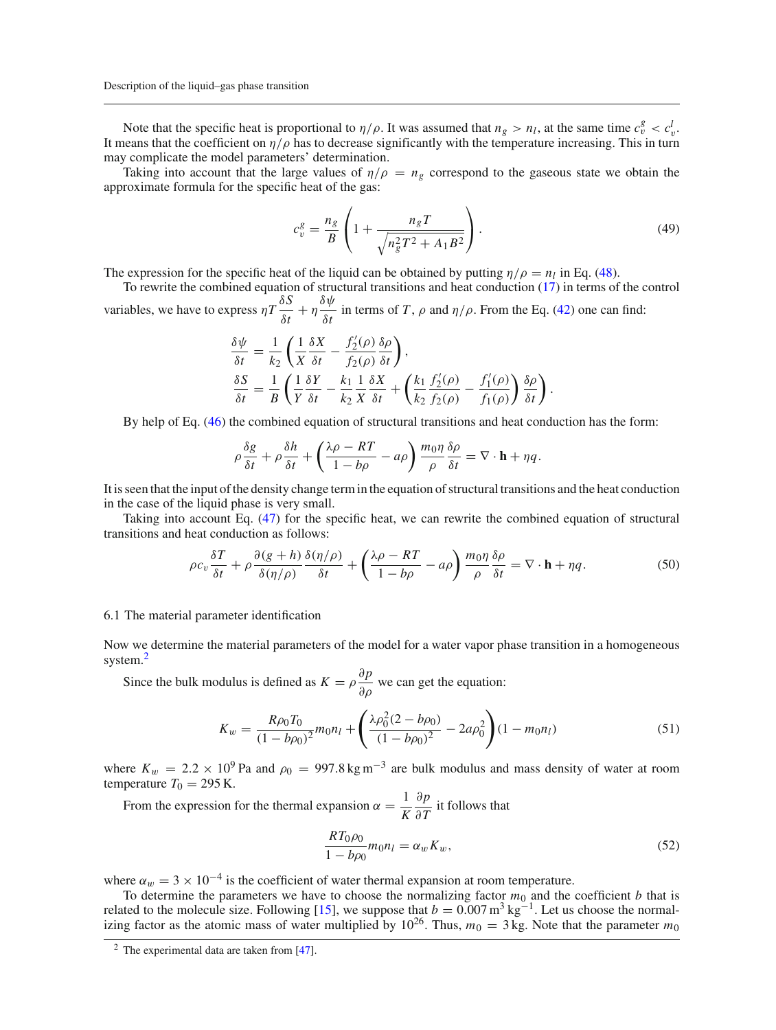Note that the specific heat is proportional to $\eta/\rho$. It was assumed that $n_g > n_l$, at the same time $c_v^g < c_v^l$. It means that the coefficient on $\eta/\rho$ has to decrease significantly with the temperature increasing. This in turn may complicate the model parameters' determination.

Taking into account that the large values of $\eta/\rho = n_g$ correspond to the gaseous state we obtain the approximate formula for the specific heat of the gas:

$$c_v^g = \frac{n_g}{B}\left(1 + \frac{n_g T}{\sqrt{n_g^2 T^2 + A_1 B^2}}\right). \tag{49}$$

The expression for the specific heat of the liquid can be obtained by putting $\eta/\rho = n_l$ in Eq. (48).

To rewrite the combined equation of structural transitions and heat conduction (17) in terms of the control variables, we have to express $\eta T \dfrac{\delta S}{\delta t} + \eta \dfrac{\delta \psi}{\delta t}$ in terms of $T$, $\rho$ and $\eta/\rho$. From the Eq. (42) one can find:

$$\frac{\delta \psi}{\delta t} = \frac{1}{k_2}\left(\frac{1}{X}\frac{\delta X}{\delta t} - \frac{f_2'(\rho)}{f_2(\rho)}\frac{\delta \rho}{\delta t}\right),$$

$$\frac{\delta S}{\delta t} = \frac{1}{B}\left(\frac{1}{Y}\frac{\delta Y}{\delta t} - \frac{k_1}{k_2}\frac{1}{X}\frac{\delta X}{\delta t} + \left(\frac{k_1}{k_2}\frac{f_2'(\rho)}{f_2(\rho)} - \frac{f_1'(\rho)}{f_1(\rho)}\right)\frac{\delta \rho}{\delta t}\right).$$

By help of Eq. (46) the combined equation of structural transitions and heat conduction has the form:

$$\rho \frac{\delta g}{\delta t} + \rho \frac{\delta h}{\delta t} + \left(\frac{\lambda \rho - RT}{1 - b\rho} - a\rho\right)\frac{m_0 \eta}{\rho}\frac{\delta \rho}{\delta t} = \nabla \cdot \mathbf{h} + \eta q.$$

It is seen that the input of the density change term in the equation of structural transitions and the heat conduction in the case of the liquid phase is very small.

Taking into account Eq. (47) for the specific heat, we can rewrite the combined equation of structural transitions and heat conduction as follows:

$$\rho c_v \frac{\delta T}{\delta t} + \rho \frac{\partial (g + h)}{\delta(\eta/\rho)}\frac{\delta(\eta/\rho)}{\delta t} + \left(\frac{\lambda \rho - RT}{1 - b\rho} - a\rho\right)\frac{m_0 \eta}{\rho}\frac{\delta \rho}{\delta t} = \nabla \cdot \mathbf{h} + \eta q. \tag{50}$$

### 6.1 The material parameter identification

Now we determine the material parameters of the model for a water vapor phase transition in a homogeneous system.[2]

Since the bulk modulus is defined as $K = \rho \dfrac{\partial p}{\partial \rho}$ we can get the equation:

$$K_w = \frac{R\rho_0 T_0}{(1 - b\rho_0)^2} m_0 n_l + \left(\frac{\lambda \rho_0^2 (2 - b\rho_0)}{(1 - b\rho_0)^2} - 2a\rho_0^2\right)(1 - m_0 n_l) \tag{51}$$

where $K_w = 2.2 \times 10^9$ Pa and $\rho_0 = 997.8\,\mathrm{kg\,m^{-3}}$ are bulk modulus and mass density of water at room temperature $T_0 = 295$ K.

From the expression for the thermal expansion $\alpha = \dfrac{1}{K}\dfrac{\partial p}{\partial T}$ it follows that

$$\frac{R T_0 \rho_0}{1 - b\rho_0} m_0 n_l = \alpha_w K_w, \tag{52}$$

where $\alpha_w = 3 \times 10^{-4}$ is the coefficient of water thermal expansion at room temperature.

To determine the parameters we have to choose the normalizing factor $m_0$ and the coefficient $b$ that is related to the molecule size. Following [15], we suppose that $b = 0.007\,\mathrm{m^3\,kg^{-1}}$. Let us choose the normalizing factor as the atomic mass of water multiplied by $10^{26}$. Thus, $m_0 = 3$ kg. Note that the parameter $m_0$

[2] The experimental data are taken from [47].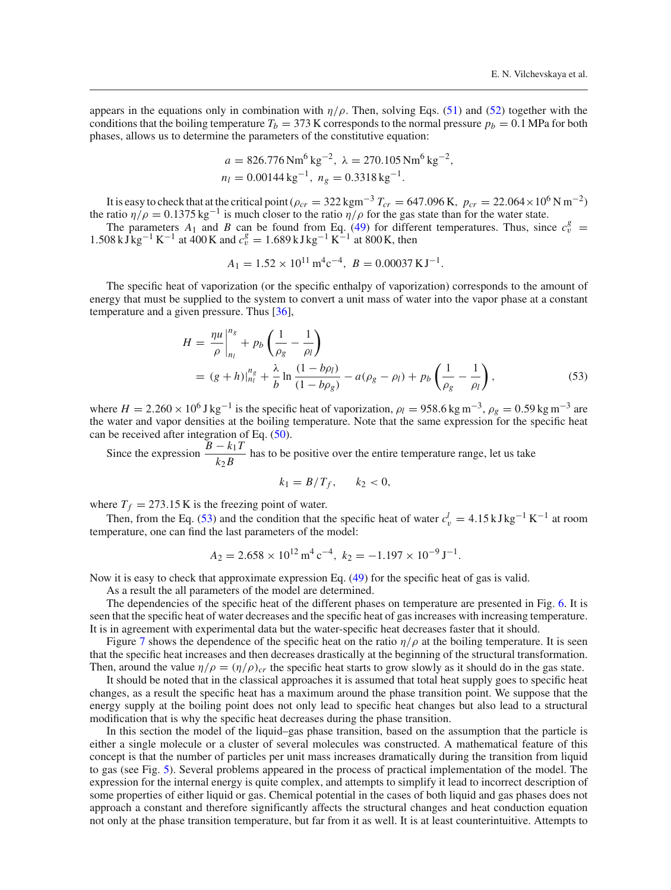appears in the equations only in combination with $\eta/\rho$. Then, solving Eqs. (51) and (52) together with the conditions that the boiling temperature $T_b = 373$ K corresponds to the normal pressure $p_b = 0.1$ MPa for both phases, allows us to determine the parameters of the constitutive equation:

$$a = 826.776\,\mathrm{Nm^6\,kg^{-2}},\ \lambda = 270.105\,\mathrm{Nm^6\,kg^{-2}},$$
$$n_l = 0.00144\,\mathrm{kg^{-1}},\ n_g = 0.3318\,\mathrm{kg^{-1}}.$$

It is easy to check that at the critical point ($\rho_{cr} = 322\,\mathrm{kgm^{-3}}\ T_{cr} = 647.096\,\mathrm{K},\ p_{cr} = 22.064\times 10^6\,\mathrm{N\,m^{-2}}$) the ratio $\eta/\rho = 0.1375\,\mathrm{kg^{-1}}$ is much closer to the ratio $\eta/\rho$ for the gas state than for the water state.

The parameters $A_1$ and $B$ can be found from Eq. (49) for different temperatures. Thus, since $c_v^g = 1.508\,\mathrm{kJ\,kg^{-1}\,K^{-1}}$ at 400 K and $c_v^g = 1.689\,\mathrm{kJ\,kg^{-1}\,K^{-1}}$ at 800 K, then

$$A_1 = 1.52\times 10^{11}\,\mathrm{m^4 c^{-4}},\ B = 0.00037\,\mathrm{KJ^{-1}}.$$

The specific heat of vaporization (or the specific enthalpy of vaporization) corresponds to the amount of energy that must be supplied to the system to convert a unit mass of water into the vapor phase at a constant temperature and a given pressure. Thus [36],

$$\begin{aligned} H &= \left.\frac{\eta u}{\rho}\right|_{n_l}^{n_g} + p_b\left(\frac{1}{\rho_g} - \frac{1}{\rho_l}\right) \\ &= (g+h)|_{n_l}^{n_g} + \frac{\lambda}{b}\ln\frac{(1-b\rho_l)}{(1-b\rho_g)} - a(\rho_g - \rho_l) + p_b\left(\frac{1}{\rho_g} - \frac{1}{\rho_l}\right), \end{aligned} \tag{53}$$

where $H = 2.260\times 10^6\,\mathrm{J\,kg^{-1}}$ is the specific heat of vaporization, $\rho_l = 958.6\,\mathrm{kg\,m^{-3}}$, $\rho_g = 0.59\,\mathrm{kg\,m^{-3}}$ are the water and vapor densities at the boiling temperature. Note that the same expression for the specific heat can be received after integration of Eq. (50).

Since the expression $\dfrac{B - k_1 T}{k_2 B}$ has to be positive over the entire temperature range, let us take

$$k_1 = B/T_f, \qquad k_2 < 0,$$

where $T_f = 273.15$ K is the freezing point of water.

Then, from the Eq. (53) and the condition that the specific heat of water $c_v^l = 4.15\,\mathrm{kJ\,kg^{-1}\,K^{-1}}$ at room temperature, one can find the last parameters of the model:

$$A_2 = 2.658\times 10^{12}\,\mathrm{m^4\,c^{-4}},\ k_2 = -1.197\times 10^{-9}\,\mathrm{J^{-1}}.$$

Now it is easy to check that approximate expression Eq. (49) for the specific heat of gas is valid.

As a result the all parameters of the model are determined.

The dependencies of the specific heat of the different phases on temperature are presented in Fig. 6. It is seen that the specific heat of water decreases and the specific heat of gas increases with increasing temperature. It is in agreement with experimental data but the water-specific heat decreases faster that it should.

Figure 7 shows the dependence of the specific heat on the ratio $\eta/\rho$ at the boiling temperature. It is seen that the specific heat increases and then decreases drastically at the beginning of the structural transformation. Then, around the value $\eta/\rho = (\eta/\rho)_{cr}$ the specific heat starts to grow slowly as it should do in the gas state.

It should be noted that in the classical approaches it is assumed that total heat supply goes to specific heat changes, as a result the specific heat has a maximum around the phase transition point. We suppose that the energy supply at the boiling point does not only lead to specific heat changes but also lead to a structural modification that is why the specific heat decreases during the phase transition.

In this section the model of the liquid–gas phase transition, based on the assumption that the particle is either a single molecule or a cluster of several molecules was constructed. A mathematical feature of this concept is that the number of particles per unit mass increases dramatically during the transition from liquid to gas (see Fig. 5). Several problems appeared in the process of practical implementation of the model. The expression for the internal energy is quite complex, and attempts to simplify it lead to incorrect description of some properties of either liquid or gas. Chemical potential in the cases of both liquid and gas phases does not approach a constant and therefore significantly affects the structural changes and heat conduction equation not only at the phase transition temperature, but far from it as well. It is at least counterintuitive. Attempts to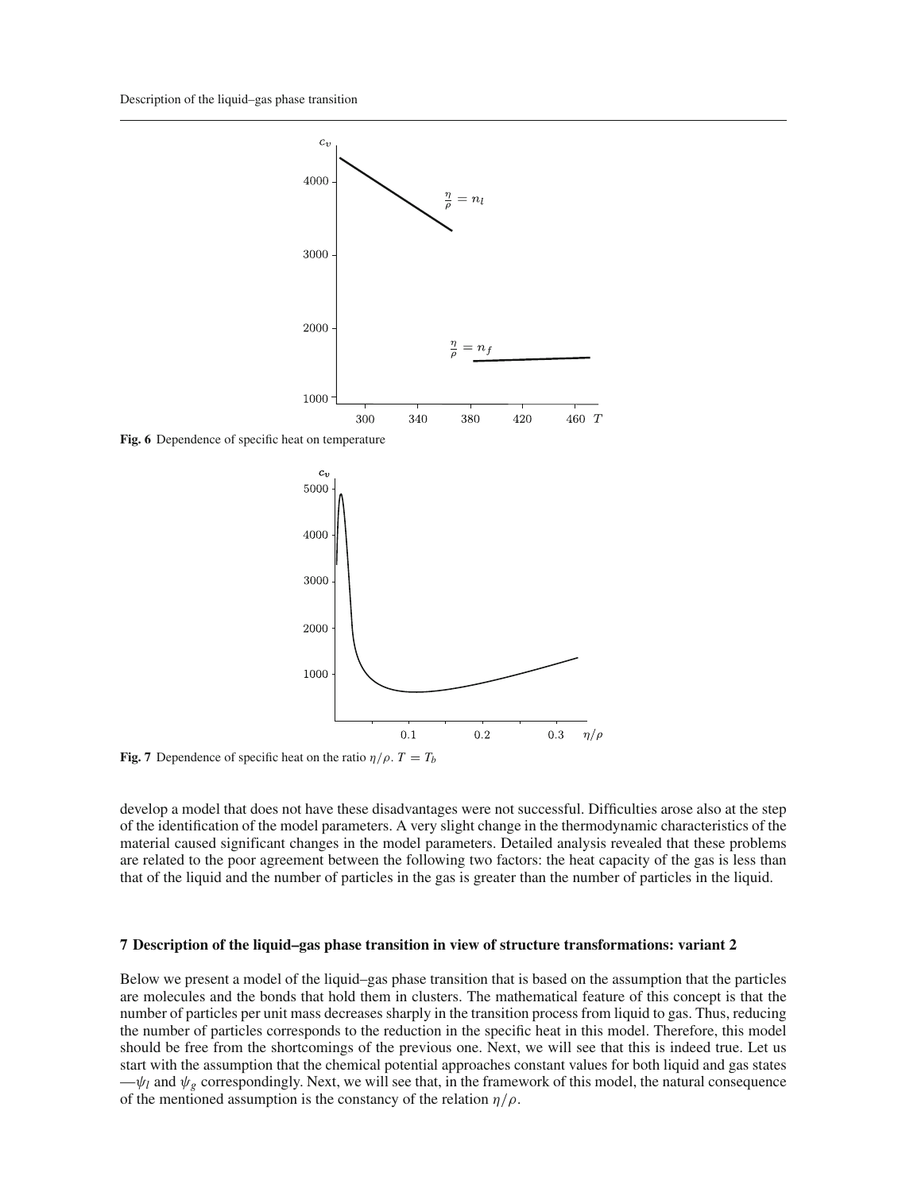Fig. 6 Dependence of specific heat on temperature

Fig. 7 Dependence of specific heat on the ratio $\eta/\rho$. $T = T_b$

develop a model that does not have these disadvantages were not successful. Difficulties arose also at the step of the identification of the model parameters. A very slight change in the thermodynamic characteristics of the material caused significant changes in the model parameters. Detailed analysis revealed that these problems are related to the poor agreement between the following two factors: the heat capacity of the gas is less than that of the liquid and the number of particles in the gas is greater than the number of particles in the liquid.

## 7 Description of the liquid–gas phase transition in view of structure transformations: variant 2

Below we present a model of the liquid–gas phase transition that is based on the assumption that the particles are molecules and the bonds that hold them in clusters. The mathematical feature of this concept is that the number of particles per unit mass decreases sharply in the transition process from liquid to gas. Thus, reducing the number of particles corresponds to the reduction in the specific heat in this model. Therefore, this model should be free from the shortcomings of the previous one. Next, we will see that this is indeed true. Let us start with the assumption that the chemical potential approaches constant values for both liquid and gas states —$\psi_l$ and $\psi_g$ correspondingly. Next, we will see that, in the framework of this model, the natural consequence of the mentioned assumption is the constancy of the relation $\eta/\rho$.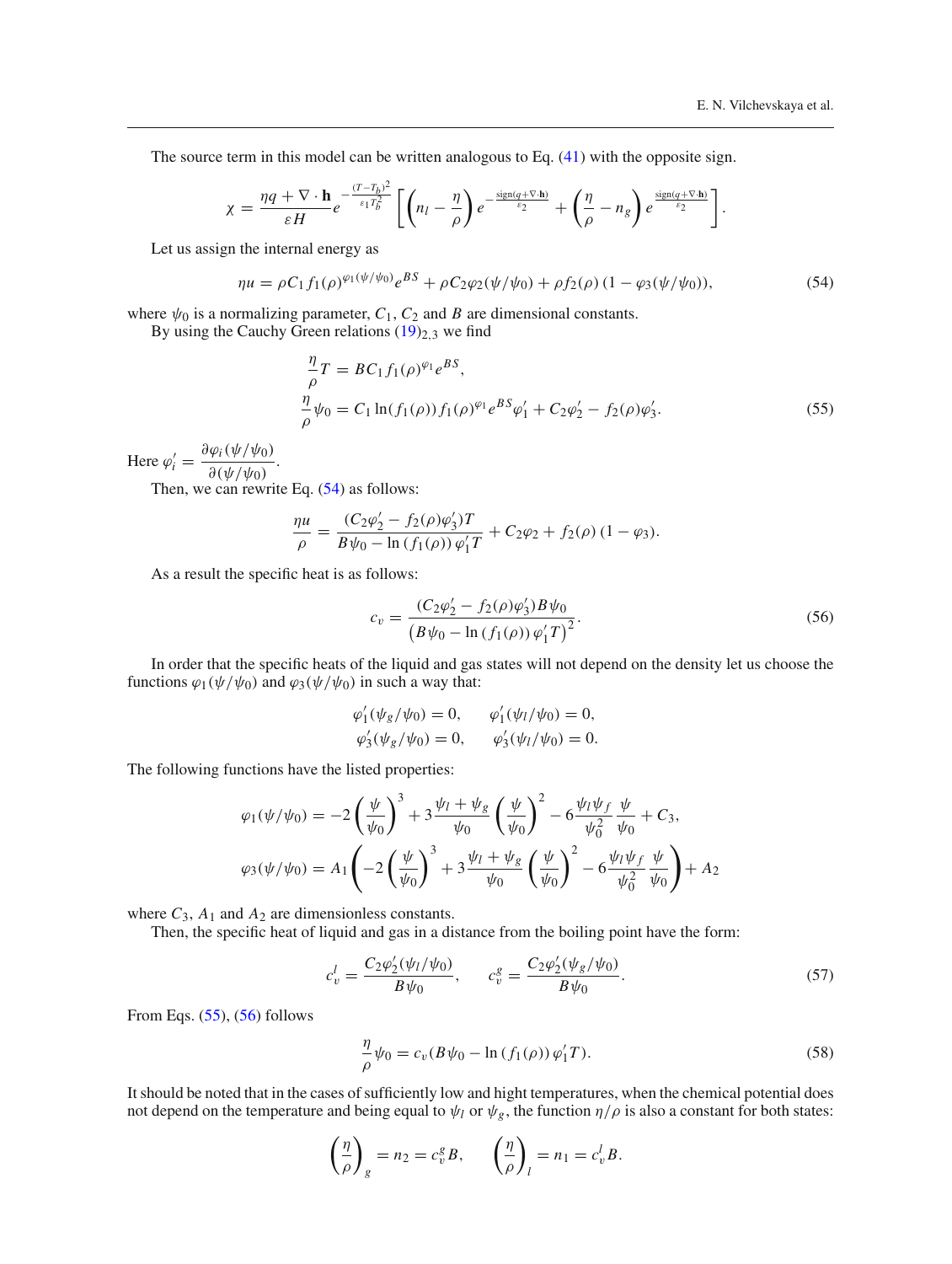The source term in this model can be written analogous to Eq. (41) with the opposite sign.

$$
\chi = \frac{\eta q + \nabla \cdot \mathbf{h}}{\varepsilon H} e^{-\frac{(T-T_b)^2}{\varepsilon_1 T_b^2}} \left[ \left( n_l - \frac{\eta}{\rho} \right) e^{-\frac{\mathrm{sign}(q+\nabla\cdot\mathbf{h})}{\varepsilon_2}} + \left( \frac{\eta}{\rho} - n_g \right) e^{\frac{\mathrm{sign}(q+\nabla\cdot\mathbf{h})}{\varepsilon_2}} \right].
$$

Let us assign the internal energy as

$$
\eta u = \rho C_1 f_1(\rho)^{\varphi_1(\psi/\psi_0)} e^{BS} + \rho C_2 \varphi_2(\psi/\psi_0) + \rho f_2(\rho)\,(1 - \varphi_3(\psi/\psi_0)), \tag{54}
$$

where $\psi_0$ is a normalizing parameter, $C_1$, $C_2$ and $B$ are dimensional constants.

By using the Cauchy Green relations $(19)_{2,3}$ we find

$$
\begin{aligned}
\frac{\eta}{\rho} T &= B C_1 f_1(\rho)^{\varphi_1} e^{BS}, \\
\frac{\eta}{\rho} \psi_0 &= C_1 \ln(f_1(\rho)) f_1(\rho)^{\varphi_1} e^{BS} \varphi_1' + C_2 \varphi_2' - f_2(\rho) \varphi_3'.
\end{aligned} \tag{55}
$$

Here $\varphi_i' = \dfrac{\partial \varphi_i(\psi/\psi_0)}{\partial(\psi/\psi_0)}$.

Then, we can rewrite Eq. (54) as follows:

$$
\frac{\eta u}{\rho} = \frac{(C_2 \varphi_2' - f_2(\rho)\varphi_3')T}{B\psi_0 - \ln(f_1(\rho))\,\varphi_1' T} + C_2 \varphi_2 + f_2(\rho)\,(1 - \varphi_3).
$$

As a result the specific heat is as follows:

$$
c_v = \frac{(C_2 \varphi_2' - f_2(\rho)\varphi_3') B \psi_0}{\left(B\psi_0 - \ln(f_1(\rho))\,\varphi_1' T\right)^2}. \tag{56}
$$

In order that the specific heats of the liquid and gas states will not depend on the density let us choose the functions $\varphi_1(\psi/\psi_0)$ and $\varphi_3(\psi/\psi_0)$ in such a way that:

$$
\begin{aligned}
\varphi_1'(\psi_g/\psi_0) &= 0, \qquad \varphi_1'(\psi_l/\psi_0) = 0, \\
\varphi_3'(\psi_g/\psi_0) &= 0, \qquad \varphi_3'(\psi_l/\psi_0) = 0.
\end{aligned}
$$

The following functions have the listed properties:

$$
\begin{aligned}
\varphi_1(\psi/\psi_0) &= -2\left(\frac{\psi}{\psi_0}\right)^3 + 3\frac{\psi_l + \psi_g}{\psi_0}\left(\frac{\psi}{\psi_0}\right)^2 - 6\frac{\psi_l \psi_f}{\psi_0^2}\frac{\psi}{\psi_0} + C_3, \\
\varphi_3(\psi/\psi_0) &= A_1\left(-2\left(\frac{\psi}{\psi_0}\right)^3 + 3\frac{\psi_l + \psi_g}{\psi_0}\left(\frac{\psi}{\psi_0}\right)^2 - 6\frac{\psi_l \psi_f}{\psi_0^2}\frac{\psi}{\psi_0}\right) + A_2
\end{aligned}
$$

where $C_3$, $A_1$ and $A_2$ are dimensionless constants.

Then, the specific heat of liquid and gas in a distance from the boiling point have the form:

$$
c_v^l = \frac{C_2 \varphi_2'(\psi_l/\psi_0)}{B\psi_0}, \qquad c_v^g = \frac{C_2 \varphi_2'(\psi_g/\psi_0)}{B\psi_0}. \tag{57}
$$

From Eqs. (55), (56) follows

$$
\frac{\eta}{\rho}\psi_0 = c_v (B\psi_0 - \ln(f_1(\rho))\,\varphi_1' T). \tag{58}
$$

It should be noted that in the cases of sufficiently low and hight temperatures, when the chemical potential does not depend on the temperature and being equal to $\psi_l$ or $\psi_g$, the function $\eta/\rho$ is also a constant for both states:

$$
\left(\frac{\eta}{\rho}\right)_g = n_2 = c_v^g B, \qquad \left(\frac{\eta}{\rho}\right)_l = n_1 = c_v^l B.
$$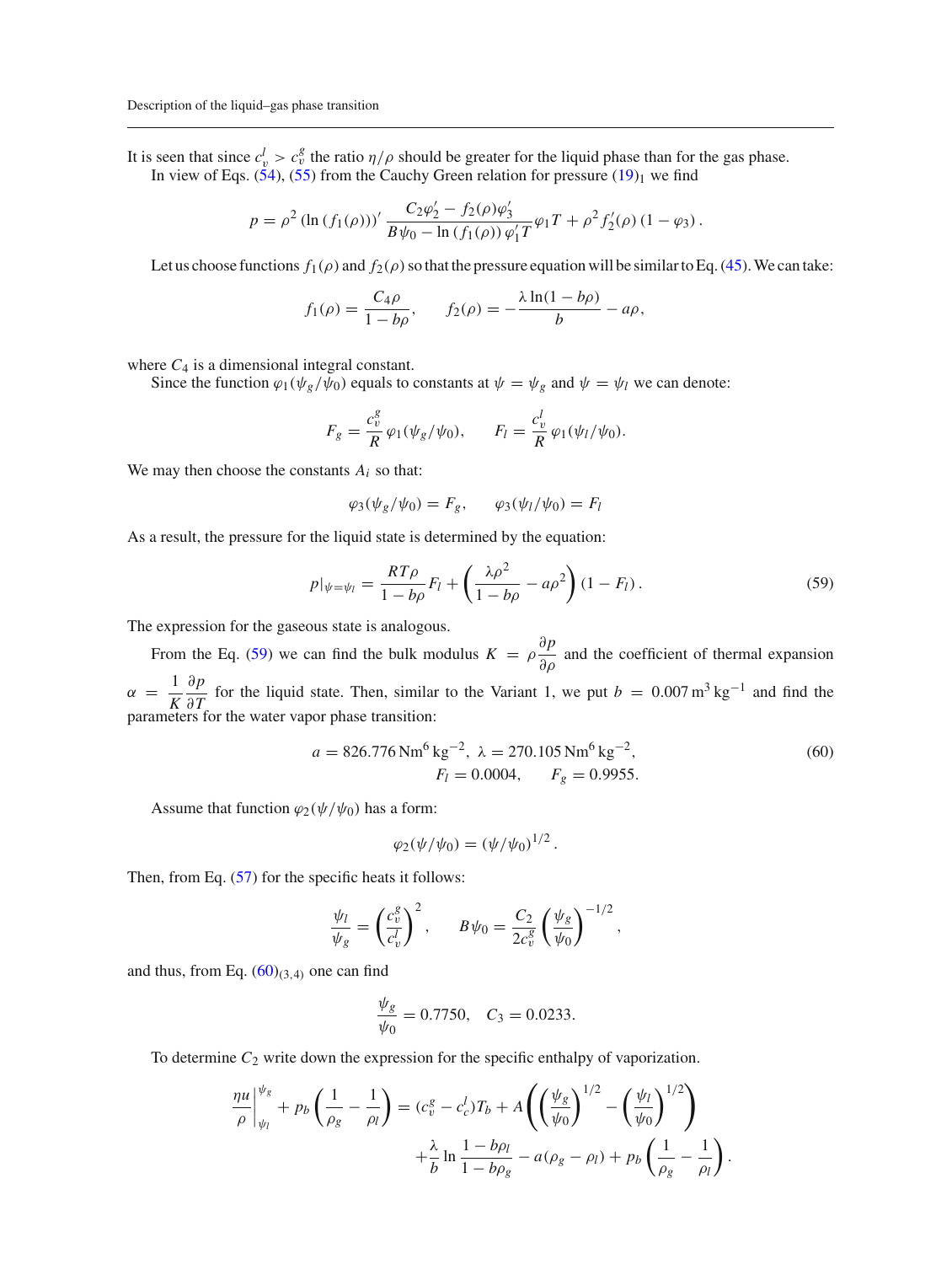It is seen that since $c_v^l > c_v^g$ the ratio $\eta/\rho$ should be greater for the liquid phase than for the gas phase.

In view of Eqs. (54), (55) from the Cauchy Green relation for pressure $(19)_1$ we find

$$p = \rho^2 \left(\ln\left(f_1(\rho)\right)\right)' \frac{C_2\varphi_2' - f_2(\rho)\varphi_3'}{B\psi_0 - \ln\left(f_1(\rho)\right)\varphi_1' T}\varphi_1 T + \rho^2 f_2'(\rho)\left(1 - \varphi_3\right).$$

Let us choose functions $f_1(\rho)$ and $f_2(\rho)$ so that the pressure equation will be similar to Eq. (45). We can take:

$$f_1(\rho) = \frac{C_4\rho}{1 - b\rho}, \qquad f_2(\rho) = -\frac{\lambda\ln(1 - b\rho)}{b} - a\rho,$$

where $C_4$ is a dimensional integral constant.

Since the function $\varphi_1(\psi_g/\psi_0)$ equals to constants at $\psi = \psi_g$ and $\psi = \psi_l$ we can denote:

$$F_g = \frac{c_v^g}{R}\varphi_1(\psi_g/\psi_0), \qquad F_l = \frac{c_v^l}{R}\varphi_1(\psi_l/\psi_0).$$

We may then choose the constants $A_i$ so that:

$$\varphi_3(\psi_g/\psi_0) = F_g, \qquad \varphi_3(\psi_l/\psi_0) = F_l$$

As a result, the pressure for the liquid state is determined by the equation:

$$p|_{\psi=\psi_l} = \frac{RT\rho}{1 - b\rho}F_l + \left(\frac{\lambda\rho^2}{1 - b\rho} - a\rho^2\right)(1 - F_l). \tag{59}$$

The expression for the gaseous state is analogous.

From the Eq. (59) we can find the bulk modulus $K = \rho\dfrac{\partial p}{\partial \rho}$ and the coefficient of thermal expansion $\alpha = \dfrac{1}{K}\dfrac{\partial p}{\partial T}$ for the liquid state. Then, similar to the Variant 1, we put $b = 0.007\,\mathrm{m^3\,kg^{-1}}$ and find the parameters for the water vapor phase transition:

$$\begin{aligned} a = 826.776\,\mathrm{Nm^6\,kg^{-2}},\ \lambda = 270.105\,\mathrm{Nm^6\,kg^{-2}}, \\ F_l = 0.0004, \qquad F_g = 0.9955. \end{aligned} \tag{60}$$

Assume that function $\varphi_2(\psi/\psi_0)$ has a form:

$$\varphi_2(\psi/\psi_0) = (\psi/\psi_0)^{1/2}.$$

Then, from Eq. (57) for the specific heats it follows:

$$\frac{\psi_l}{\psi_g} = \left(\frac{c_v^g}{c_v^l}\right)^2, \qquad B\psi_0 = \frac{C_2}{2c_v^g}\left(\frac{\psi_g}{\psi_0}\right)^{-1/2},$$

and thus, from Eq. $(60)_{(3,4)}$ one can find

$$\frac{\psi_g}{\psi_0} = 0.7750, \quad C_3 = 0.0233.$$

To determine $C_2$ write down the expression for the specific enthalpy of vaporization.

$$\begin{aligned} \left.\frac{\eta u}{\rho}\right|_{\psi_l}^{\psi_g} + p_b\left(\frac{1}{\rho_g} - \frac{1}{\rho_l}\right) = (c_v^g - c_c^l)T_b + A\left(\left(\frac{\psi_g}{\psi_0}\right)^{1/2} - \left(\frac{\psi_l}{\psi_0}\right)^{1/2}\right) \\ + \frac{\lambda}{b}\ln\frac{1 - b\rho_l}{1 - b\rho_g} - a(\rho_g - \rho_l) + p_b\left(\frac{1}{\rho_g} - \frac{1}{\rho_l}\right). \end{aligned}$$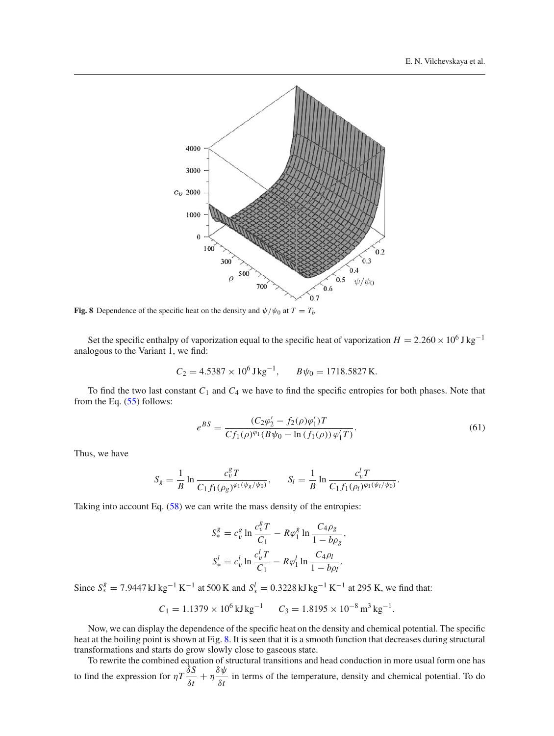**Fig. 8** Dependence of the specific heat on the density and $\psi/\psi_0$ at $T = T_b$

Set the specific enthalpy of vaporization equal to the specific heat of vaporization $H = 2.260 \times 10^6\,\mathrm{J\,kg^{-1}}$ analogous to the Variant 1, we find:

$$C_2 = 4.5387 \times 10^6\,\mathrm{J\,kg^{-1}}, \qquad B\psi_0 = 1718.5827\,\mathrm{K}.$$

To find the two last constant $C_1$ and $C_4$ we have to find the specific entropies for both phases. Note that from the Eq. (55) follows:

$$e^{BS} = \frac{(C_2\varphi_2' - f_2(\rho)\varphi_1')T}{Cf_1(\rho)^{\varphi_1}(B\psi_0 - \ln(f_1(\rho))\,\varphi_1' T)}. \tag{61}$$

Thus, we have

$$S_g = \frac{1}{B}\ln\frac{c_v^g T}{C_1 f_1(\rho_g)^{\varphi_1(\psi_g/\psi_0)}}, \qquad S_l = \frac{1}{B}\ln\frac{c_v^l T}{C_1 f_1(\rho_l)^{\varphi_1(\psi_l/\psi_0)}}.$$

Taking into account Eq. (58) we can write the mass density of the entropies:

$$S_*^g = c_v^g \ln\frac{c_v^g T}{C_1} - R\varphi_1^g \ln\frac{C_4\rho_g}{1 - b\rho_g},$$
$$S_*^l = c_v^l \ln\frac{c_v^l T}{C_1} - R\varphi_1^l \ln\frac{C_4\rho_l}{1 - b\rho_l}.$$

Since $S_*^g = 7.9447\,\mathrm{kJ\,kg^{-1}\,K^{-1}}$ at 500 K and $S_*^l = 0.3228\,\mathrm{kJ\,kg^{-1}\,K^{-1}}$ at 295 K, we find that:

$$C_1 = 1.1379 \times 10^6\,\mathrm{kJ\,kg^{-1}} \qquad C_3 = 1.8195 \times 10^{-8}\,\mathrm{m^3\,kg^{-1}}.$$

Now, we can display the dependence of the specific heat on the density and chemical potential. The specific heat at the boiling point is shown at Fig. 8. It is seen that it is a smooth function that decreases during structural transformations and starts do grow slowly close to gaseous state.

To rewrite the combined equation of structural transitions and head conduction in more usual form one has to find the expression for $\eta T\dfrac{\delta S}{\delta t} + \eta\dfrac{\delta\psi}{\delta t}$ in terms of the temperature, density and chemical potential. To do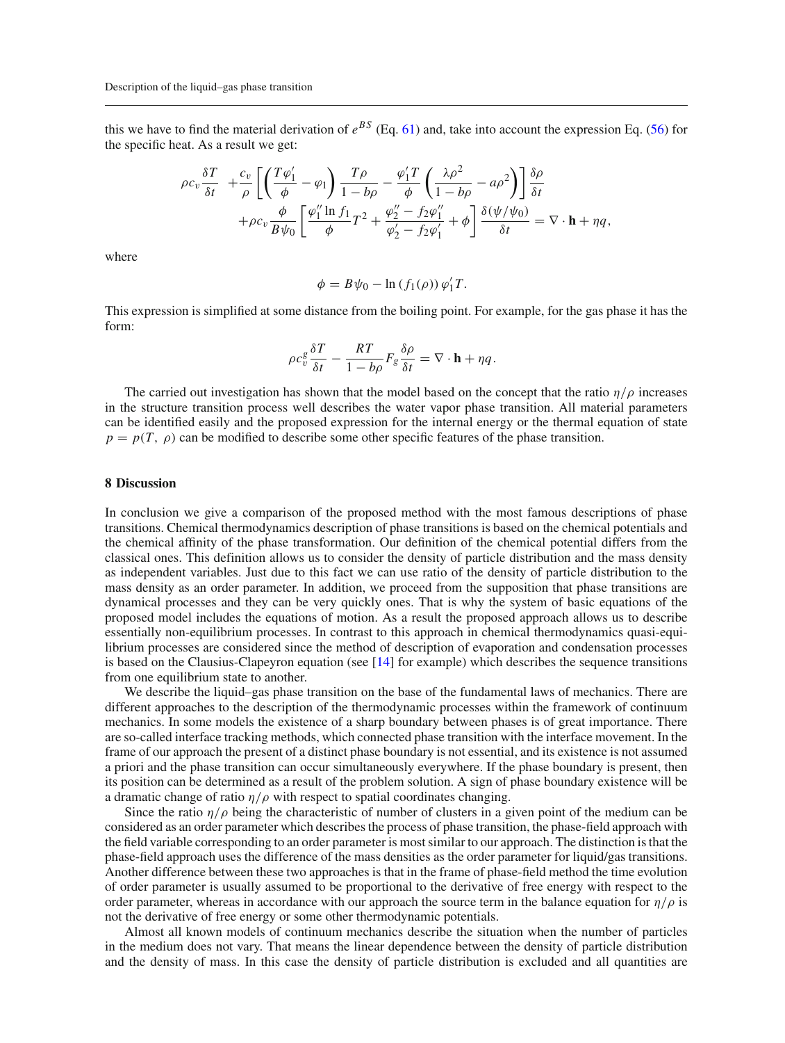this we have to find the material derivation of $e^{BS}$ (Eq. 61) and, take into account the expression Eq. (56) for the specific heat. As a result we get:

$$\rho c_v \frac{\delta T}{\delta t} + \frac{c_v}{\rho}\left[\left(\frac{T\varphi_1'}{\phi} - \varphi_1\right)\frac{T\rho}{1-b\rho} - \frac{\varphi_1' T}{\phi}\left(\frac{\lambda\rho^2}{1-b\rho} - a\rho^2\right)\right]\frac{\delta\rho}{\delta t}$$
$$+\rho c_v \frac{\phi}{B\psi_0}\left[\frac{\varphi_1'' \ln f_1}{\phi}T^2 + \frac{\varphi_2'' - f_2\varphi_1''}{\varphi_2' - f_2\varphi_1'} + \phi\right]\frac{\delta(\psi/\psi_0)}{\delta t} = \nabla\cdot\mathbf{h} + \eta q,$$

where

$$\phi = B\psi_0 - \ln\left(f_1(\rho)\right)\varphi_1' T.$$

This expression is simplified at some distance from the boiling point. For example, for the gas phase it has the form:

$$\rho c_v^g \frac{\delta T}{\delta t} - \frac{RT}{1-b\rho}F_g\frac{\delta\rho}{\delta t} = \nabla\cdot\mathbf{h} + \eta q.$$

The carried out investigation has shown that the model based on the concept that the ratio $\eta/\rho$ increases in the structure transition process well describes the water vapor phase transition. All material parameters can be identified easily and the proposed expression for the internal energy or the thermal equation of state $p = p(T, \rho)$ can be modified to describe some other specific features of the phase transition.

## 8 Discussion

In conclusion we give a comparison of the proposed method with the most famous descriptions of phase transitions. Chemical thermodynamics description of phase transitions is based on the chemical potentials and the chemical affinity of the phase transformation. Our definition of the chemical potential differs from the classical ones. This definition allows us to consider the density of particle distribution and the mass density as independent variables. Just due to this fact we can use ratio of the density of particle distribution to the mass density as an order parameter. In addition, we proceed from the supposition that phase transitions are dynamical processes and they can be very quickly ones. That is why the system of basic equations of the proposed model includes the equations of motion. As a result the proposed approach allows us to describe essentially non-equilibrium processes. In contrast to this approach in chemical thermodynamics quasi-equilibrium processes are considered since the method of description of evaporation and condensation processes is based on the Clausius-Clapeyron equation (see [14] for example) which describes the sequence transitions from one equilibrium state to another.

We describe the liquid–gas phase transition on the base of the fundamental laws of mechanics. There are different approaches to the description of the thermodynamic processes within the framework of continuum mechanics. In some models the existence of a sharp boundary between phases is of great importance. There are so-called interface tracking methods, which connected phase transition with the interface movement. In the frame of our approach the present of a distinct phase boundary is not essential, and its existence is not assumed a priori and the phase transition can occur simultaneously everywhere. If the phase boundary is present, then its position can be determined as a result of the problem solution. A sign of phase boundary existence will be a dramatic change of ratio $\eta/\rho$ with respect to spatial coordinates changing.

Since the ratio $\eta/\rho$ being the characteristic of number of clusters in a given point of the medium can be considered as an order parameter which describes the process of phase transition, the phase-field approach with the field variable corresponding to an order parameter is most similar to our approach. The distinction is that the phase-field approach uses the difference of the mass densities as the order parameter for liquid/gas transitions. Another difference between these two approaches is that in the frame of phase-field method the time evolution of order parameter is usually assumed to be proportional to the derivative of free energy with respect to the order parameter, whereas in accordance with our approach the source term in the balance equation for $\eta/\rho$ is not the derivative of free energy or some other thermodynamic potentials.

Almost all known models of continuum mechanics describe the situation when the number of particles in the medium does not vary. That means the linear dependence between the density of particle distribution and the density of mass. In this case the density of particle distribution is excluded and all quantities are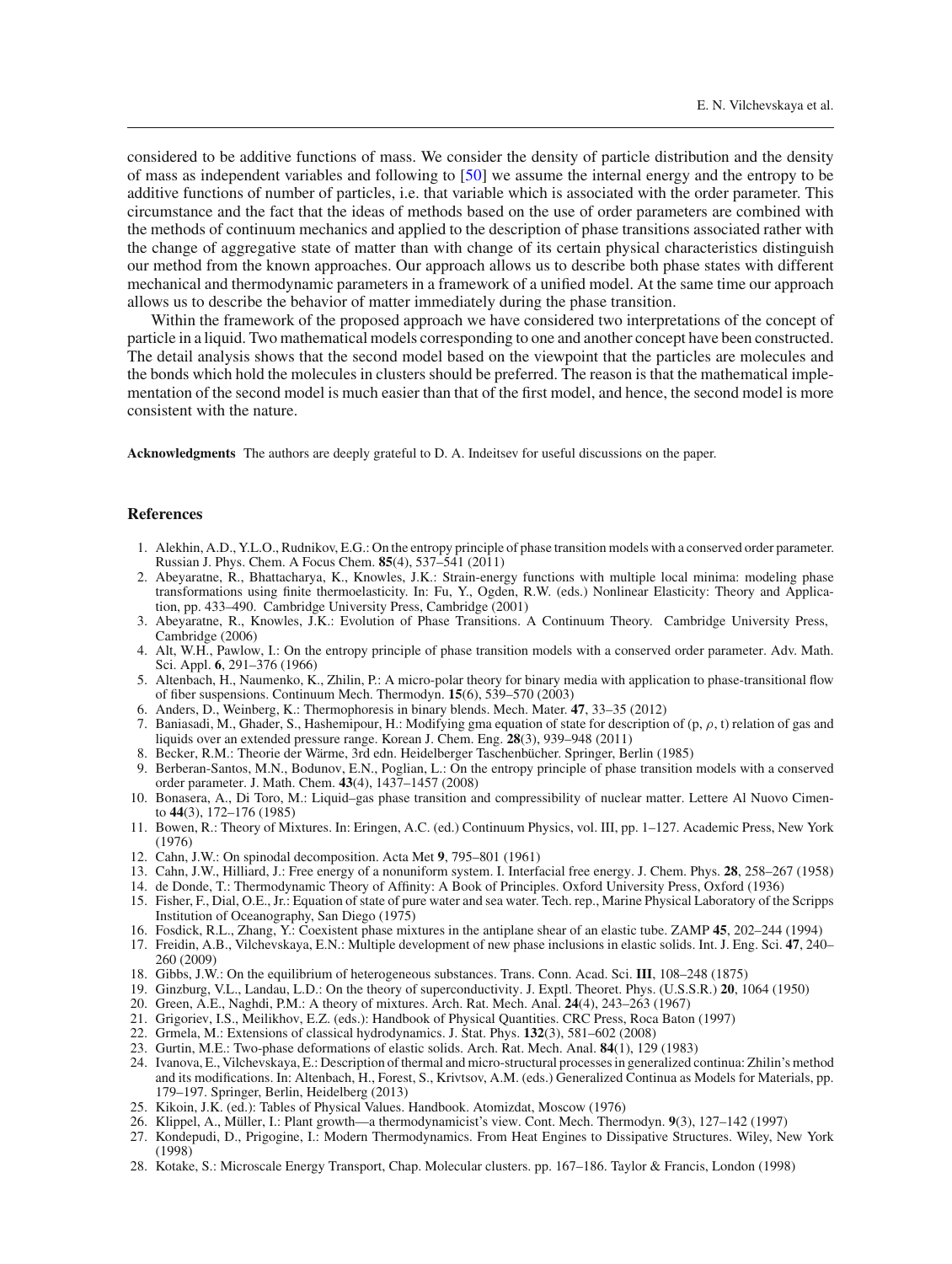considered to be additive functions of mass. We consider the density of particle distribution and the density of mass as independent variables and following to [50] we assume the internal energy and the entropy to be additive functions of number of particles, i.e. that variable which is associated with the order parameter. This circumstance and the fact that the ideas of methods based on the use of order parameters are combined with the methods of continuum mechanics and applied to the description of phase transitions associated rather with the change of aggregative state of matter than with change of its certain physical characteristics distinguish our method from the known approaches. Our approach allows us to describe both phase states with different mechanical and thermodynamic parameters in a framework of a unified model. At the same time our approach allows us to describe the behavior of matter immediately during the phase transition.

Within the framework of the proposed approach we have considered two interpretations of the concept of particle in a liquid. Two mathematical models corresponding to one and another concept have been constructed. The detail analysis shows that the second model based on the viewpoint that the particles are molecules and the bonds which hold the molecules in clusters should be preferred. The reason is that the mathematical implementation of the second model is much easier than that of the first model, and hence, the second model is more consistent with the nature.

**Acknowledgments** The authors are deeply grateful to D. A. Indeitsev for useful discussions on the paper.

## References

1. Alekhin, A.D., Y.L.O., Rudnikov, E.G.: On the entropy principle of phase transition models with a conserved order parameter. Russian J. Phys. Chem. A Focus Chem. **85**(4), 537–541 (2011)
2. Abeyaratne, R., Bhattacharya, K., Knowles, J.K.: Strain-energy functions with multiple local minima: modeling phase transformations using finite thermoelasticity. In: Fu, Y., Ogden, R.W. (eds.) Nonlinear Elasticity: Theory and Application, pp. 433–490. Cambridge University Press, Cambridge (2001)
3. Abeyaratne, R., Knowles, J.K.: Evolution of Phase Transitions. A Continuum Theory. Cambridge University Press, Cambridge (2006)
4. Alt, W.H., Pawlow, I.: On the entropy principle of phase transition models with a conserved order parameter. Adv. Math. Sci. Appl. **6**, 291–376 (1966)
5. Altenbach, H., Naumenko, K., Zhilin, P.: A micro-polar theory for binary media with application to phase-transitional flow of fiber suspensions. Continuum Mech. Thermodyn. **15**(6), 539–570 (2003)
6. Anders, D., Weinberg, K.: Thermophoresis in binary blends. Mech. Mater. **47**, 33–35 (2012)
7. Baniasadi, M., Ghader, S., Hashemipour, H.: Modifying gma equation of state for description of (p, $\rho$, t) relation of gas and liquids over an extended pressure range. Korean J. Chem. Eng. **28**(3), 939–948 (2011)
8. Becker, R.M.: Theorie der Wärme, 3rd edn. Heidelberger Taschenbücher. Springer, Berlin (1985)
9. Berberan-Santos, M.N., Bodunov, E.N., Poglian, L.: On the entropy principle of phase transition models with a conserved order parameter. J. Math. Chem. **43**(4), 1437–1457 (2008)
10. Bonasera, A., Di Toro, M.: Liquid–gas phase transition and compressibility of nuclear matter. Lettere Al Nuovo Cimento **44**(3), 172–176 (1985)
11. Bowen, R.: Theory of Mixtures. In: Eringen, A.C. (ed.) Continuum Physics, vol. III, pp. 1–127. Academic Press, New York (1976)
12. Cahn, J.W.: On spinodal decomposition. Acta Met **9**, 795–801 (1961)
13. Cahn, J.W., Hilliard, J.: Free energy of a nonuniform system. I. Interfacial free energy. J. Chem. Phys. **28**, 258–267 (1958)
14. de Donde, T.: Thermodynamic Theory of Affinity: A Book of Principles. Oxford University Press, Oxford (1936)
15. Fisher, F., Dial, O.E., Jr.: Equation of state of pure water and sea water. Tech. rep., Marine Physical Laboratory of the Scripps Institution of Oceanography, San Diego (1975)
16. Fosdick, R.L., Zhang, Y.: Coexistent phase mixtures in the antiplane shear of an elastic tube. ZAMP **45**, 202–244 (1994)
17. Freidin, A.B., Vilchevskaya, E.N.: Multiple development of new phase inclusions in elastic solids. Int. J. Eng. Sci. **47**, 240–260 (2009)
18. Gibbs, J.W.: On the equilibrium of heterogeneous substances. Trans. Conn. Acad. Sci. **III**, 108–248 (1875)
19. Ginzburg, V.L., Landau, L.D.: On the theory of superconductivity. J. Exptl. Theoret. Phys. (U.S.S.R.) **20**, 1064 (1950)
20. Green, A.E., Naghdi, P.M.: A theory of mixtures. Arch. Rat. Mech. Anal. **24**(4), 243–263 (1967)
21. Grigoriev, I.S., Meilikhov, E.Z. (eds.): Handbook of Physical Quantities. CRC Press, Roca Baton (1997)
22. Grmela, M.: Extensions of classical hydrodynamics. J. Stat. Phys. **132**(3), 581–602 (2008)
23. Gurtin, M.E.: Two-phase deformations of elastic solids. Arch. Rat. Mech. Anal. **84**(1), 129 (1983)
24. Ivanova, E., Vilchevskaya, E.: Description of thermal and micro-structural processes in generalized continua: Zhilin's method and its modifications. In: Altenbach, H., Forest, S., Krivtsov, A.M. (eds.) Generalized Continua as Models for Materials, pp. 179–197. Springer, Berlin, Heidelberg (2013)
25. Kikoin, J.K. (ed.): Tables of Physical Values. Handbook. Atomizdat, Moscow (1976)
26. Klippel, A., Müller, I.: Plant growth—a thermodynamicist's view. Cont. Mech. Thermodyn. **9**(3), 127–142 (1997)
27. Kondepudi, D., Prigogine, I.: Modern Thermodynamics. From Heat Engines to Dissipative Structures. Wiley, New York (1998)
28. Kotake, S.: Microscale Energy Transport, Chap. Molecular clusters. pp. 167–186. Taylor & Francis, London (1998)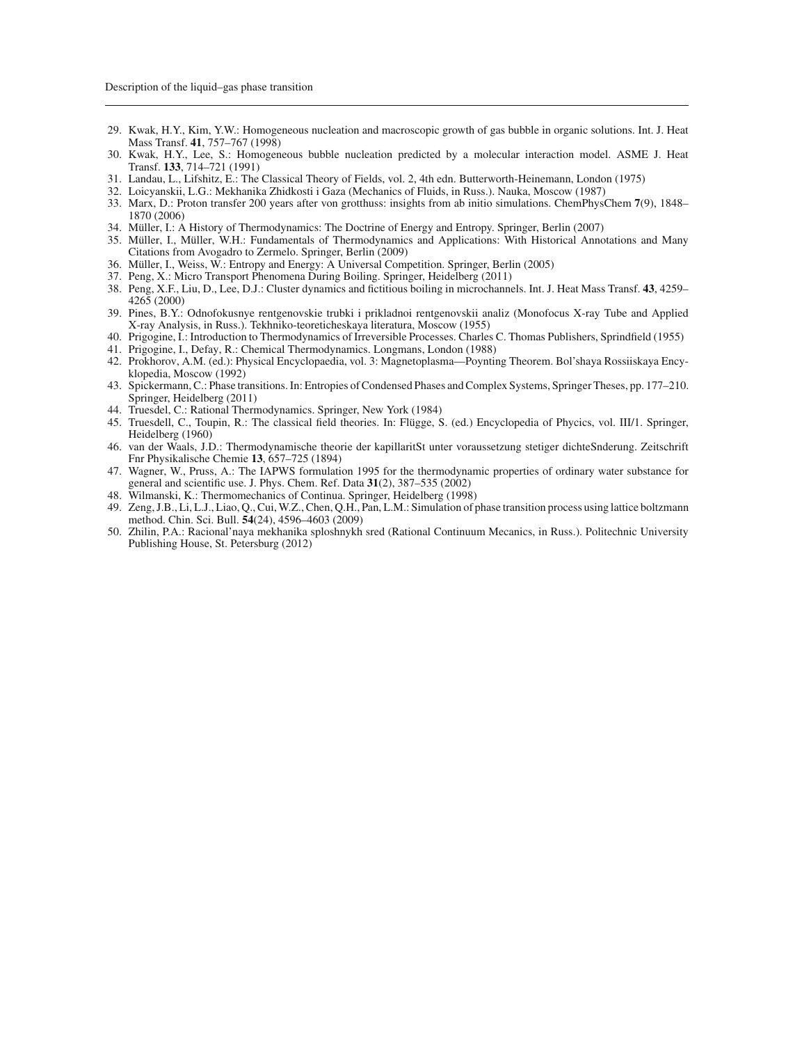29. Kwak, H.Y., Kim, Y.W.: Homogeneous nucleation and macroscopic growth of gas bubble in organic solutions. Int. J. Heat Mass Transf. **41**, 757–767 (1998)
30. Kwak, H.Y., Lee, S.: Homogeneous bubble nucleation predicted by a molecular interaction model. ASME J. Heat Transf. **133**, 714–721 (1991)
31. Landau, L., Lifshitz, E.: The Classical Theory of Fields, vol. 2, 4th edn. Butterworth-Heinemann, London (1975)
32. Loicyanskii, L.G.: Mekhanika Zhidkosti i Gaza (Mechanics of Fluids, in Russ.). Nauka, Moscow (1987)
33. Marx, D.: Proton transfer 200 years after von grotthuss: insights from ab initio simulations. ChemPhysChem **7**(9), 1848–1870 (2006)
34. Müller, I.: A History of Thermodynamics: The Doctrine of Energy and Entropy. Springer, Berlin (2007)
35. Müller, I., Müller, W.H.: Fundamentals of Thermodynamics and Applications: With Historical Annotations and Many Citations from Avogadro to Zermelo. Springer, Berlin (2009)
36. Müller, I., Weiss, W.: Entropy and Energy: A Universal Competition. Springer, Berlin (2005)
37. Peng, X.: Micro Transport Phenomena During Boiling. Springer, Heidelberg (2011)
38. Peng, X.F., Liu, D., Lee, D.J.: Cluster dynamics and fictitious boiling in microchannels. Int. J. Heat Mass Transf. **43**, 4259–4265 (2000)
39. Pines, B.Y.: Odnofokusnye rentgenovskie trubki i prikladnoi rentgenovskii analiz (Monofocus X-ray Tube and Applied X-ray Analysis, in Russ.). Tekhniko-teoreticheskaya literatura, Moscow (1955)
40. Prigogine, I.: Introduction to Thermodynamics of Irreversible Processes. Charles C. Thomas Publishers, Sprindfield (1955)
41. Prigogine, I., Defay, R.: Chemical Thermodynamics. Longmans, London (1988)
42. Prokhorov, A.M. (ed.): Physical Encyclopaedia, vol. 3: Magnetoplasma—Poynting Theorem. Bol'shaya Rossiiskaya Encyklopedia, Moscow (1992)
43. Spickermann, C.: Phase transitions. In: Entropies of Condensed Phases and Complex Systems, Springer Theses, pp. 177–210. Springer, Heidelberg (2011)
44. Truesdel, C.: Rational Thermodynamics. Springer, New York (1984)
45. Truesdell, C., Toupin, R.: The classical field theories. In: Flügge, S. (ed.) Encyclopedia of Phycics, vol. III/1. Springer, Heidelberg (1960)
46. van der Waals, J.D.: Thermodynamische theorie der kapillaritSt unter voraussetzung stetiger dichteSnderung. Zeitschrift Fnr Physikalische Chemie **13**, 657–725 (1894)
47. Wagner, W., Pruss, A.: The IAPWS formulation 1995 for the thermodynamic properties of ordinary water substance for general and scientific use. J. Phys. Chem. Ref. Data **31**(2), 387–535 (2002)
48. Wilmanski, K.: Thermomechanics of Continua. Springer, Heidelberg (1998)
49. Zeng, J.B., Li, L.J., Liao, Q., Cui, W.Z., Chen, Q.H., Pan, L.M.: Simulation of phase transition process using lattice boltzmann method. Chin. Sci. Bull. **54**(24), 4596–4603 (2009)
50. Zhilin, P.A.: Racional'naya mekhanika sploshnykh sred (Rational Continuum Mecanics, in Russ.). Politechnic University Publishing House, St. Petersburg (2012)